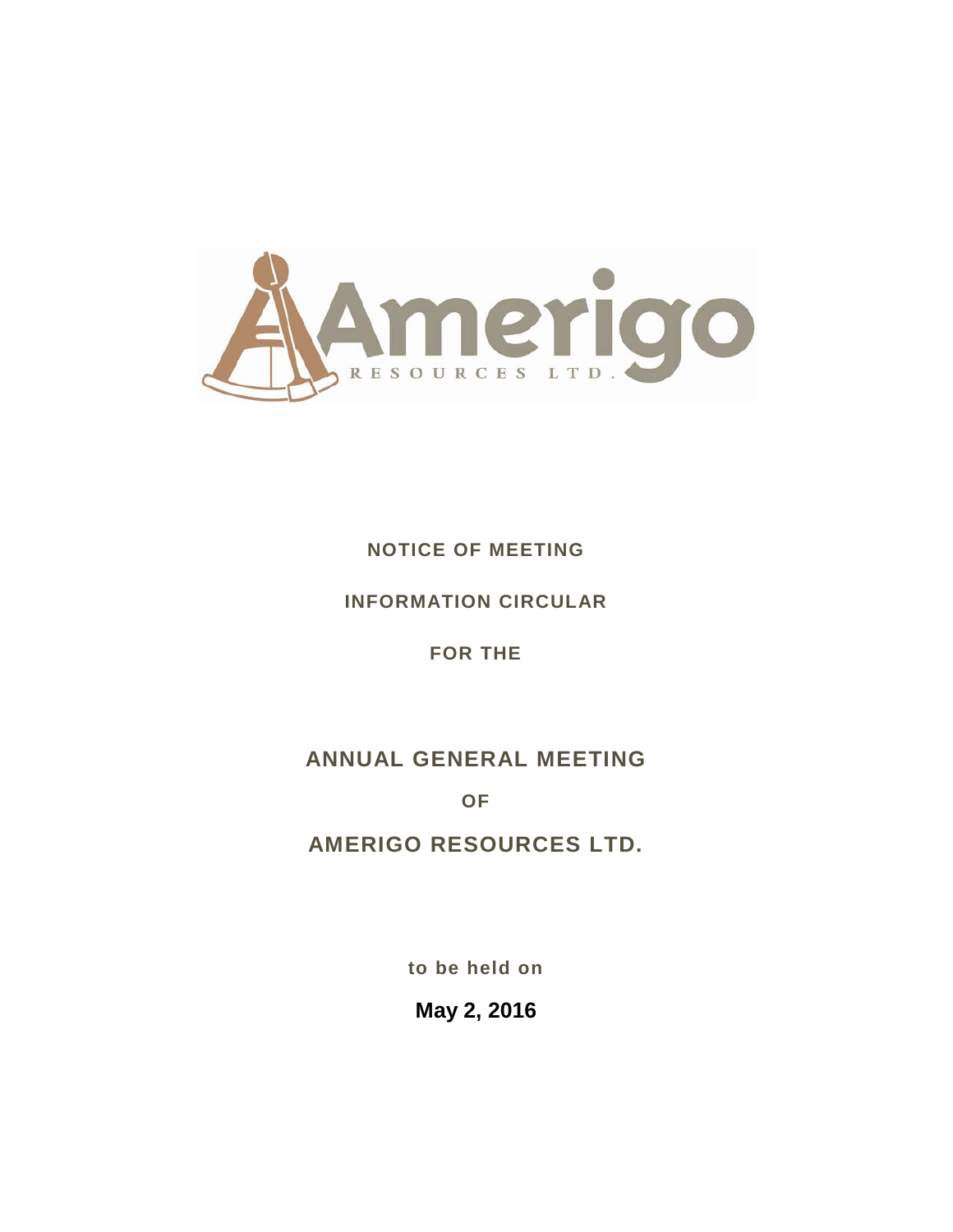NOTICE OF MEETING

INFORMATION CIRCULAR

FOR THE

# ANNUAL GENERAL MEETING

OF

# AMERIGO RESOURCES LTD.

to be held on

**May 2, 2016**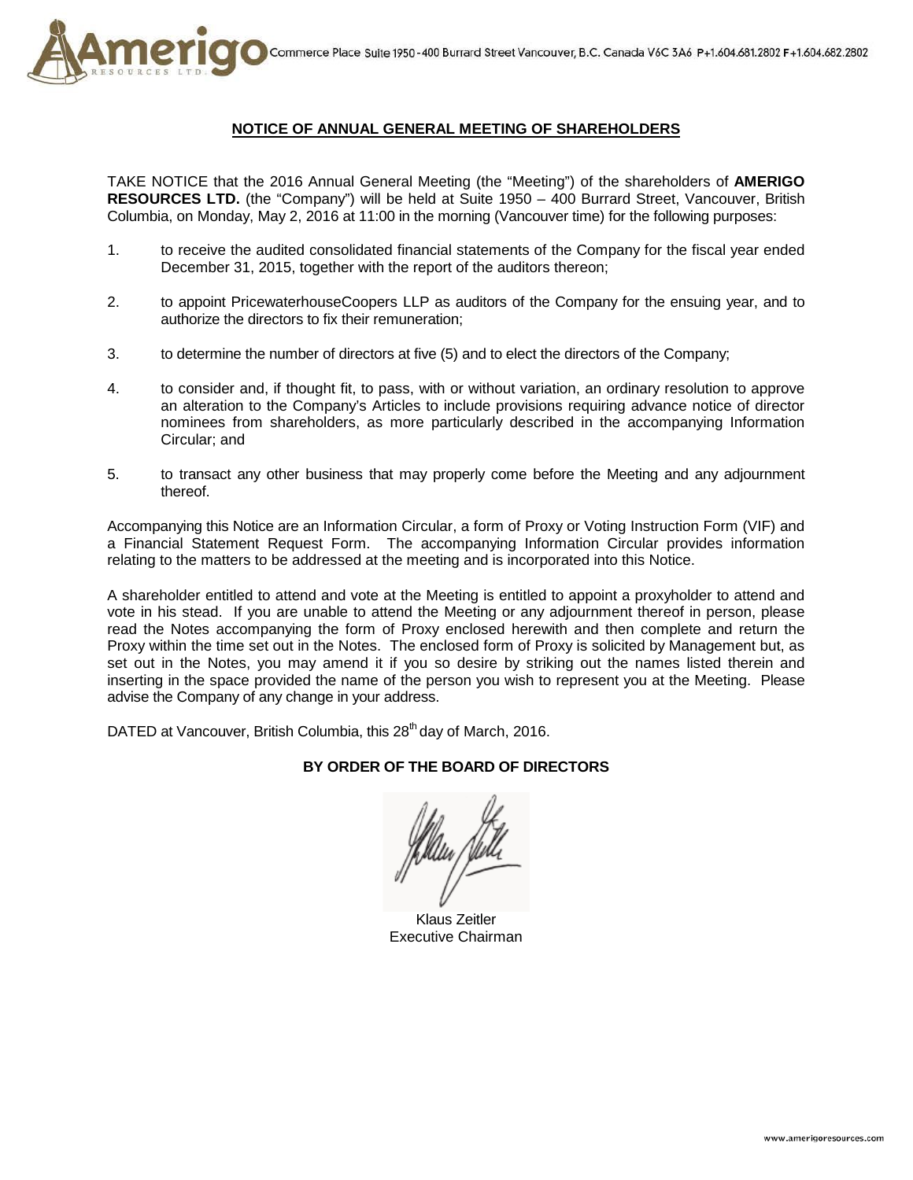Commerce Place Suite 1950 - 400 Burrard Street Vancouver, B.C. Canada V6C 3A6 P+1.604.681.2802 F+1.604.682.2802

## NOTICE OF ANNUAL GENERAL MEETING OF SHAREHOLDERS

TAKE NOTICE that the 2016 Annual General Meeting (the "Meeting") of the shareholders of **AMERIGO RESOURCES LTD.** (the "Company") will be held at Suite 1950 – 400 Burrard Street, Vancouver, British Columbia, on Monday, May 2, 2016 at 11:00 in the morning (Vancouver time) for the following purposes:

1. to receive the audited consolidated financial statements of the Company for the fiscal year ended December 31, 2015, together with the report of the auditors thereon;
2. to appoint PricewaterhouseCoopers LLP as auditors of the Company for the ensuing year, and to authorize the directors to fix their remuneration;
3. to determine the number of directors at five (5) and to elect the directors of the Company;
4. to consider and, if thought fit, to pass, with or without variation, an ordinary resolution to approve an alteration to the Company's Articles to include provisions requiring advance notice of director nominees from shareholders, as more particularly described in the accompanying Information Circular; and
5. to transact any other business that may properly come before the Meeting and any adjournment thereof.

Accompanying this Notice are an Information Circular, a form of Proxy or Voting Instruction Form (VIF) and a Financial Statement Request Form. The accompanying Information Circular provides information relating to the matters to be addressed at the meeting and is incorporated into this Notice.

A shareholder entitled to attend and vote at the Meeting is entitled to appoint a proxyholder to attend and vote in his stead. If you are unable to attend the Meeting or any adjournment thereof in person, please read the Notes accompanying the form of Proxy enclosed herewith and then complete and return the Proxy within the time set out in the Notes. The enclosed form of Proxy is solicited by Management but, as set out in the Notes, you may amend it if you so desire by striking out the names listed therein and inserting in the space provided the name of the person you wish to represent you at the Meeting. Please advise the Company of any change in your address.

DATED at Vancouver, British Columbia, this 28th day of March, 2016.

**BY ORDER OF THE BOARD OF DIRECTORS**

Klaus Zeitler
Executive Chairman

www.amerigoresources.com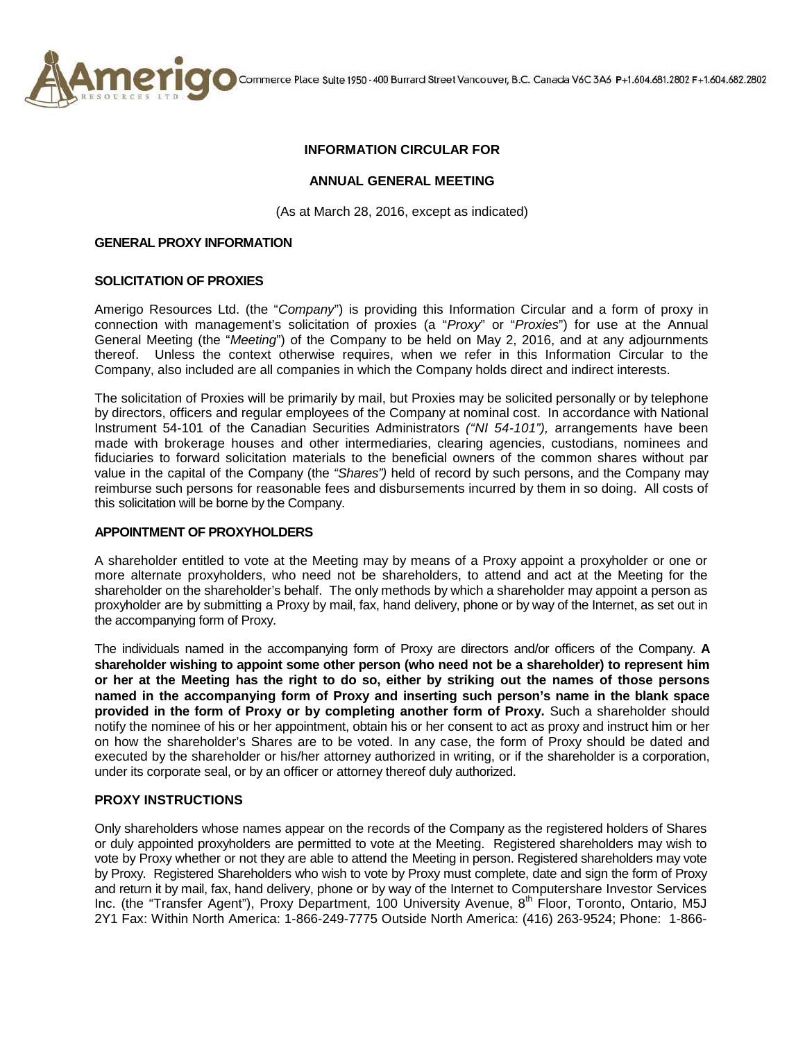**INFORMATION CIRCULAR FOR**

**ANNUAL GENERAL MEETING**

(As at March 28, 2016, except as indicated)

## GENERAL PROXY INFORMATION

### SOLICITATION OF PROXIES

Amerigo Resources Ltd. (the "*Company*") is providing this Information Circular and a form of proxy in connection with management's solicitation of proxies (a "*Proxy*" or "*Proxies*") for use at the Annual General Meeting (the "*Meeting*") of the Company to be held on May 2, 2016, and at any adjournments thereof. Unless the context otherwise requires, when we refer in this Information Circular to the Company, also included are all companies in which the Company holds direct and indirect interests.

The solicitation of Proxies will be primarily by mail, but Proxies may be solicited personally or by telephone by directors, officers and regular employees of the Company at nominal cost. In accordance with National Instrument 54-101 of the Canadian Securities Administrators *("NI 54-101"),* arrangements have been made with brokerage houses and other intermediaries, clearing agencies, custodians, nominees and fiduciaries to forward solicitation materials to the beneficial owners of the common shares without par value in the capital of the Company (the *"Shares")* held of record by such persons, and the Company may reimburse such persons for reasonable fees and disbursements incurred by them in so doing. All costs of this solicitation will be borne by the Company.

### APPOINTMENT OF PROXYHOLDERS

A shareholder entitled to vote at the Meeting may by means of a Proxy appoint a proxyholder or one or more alternate proxyholders, who need not be shareholders, to attend and act at the Meeting for the shareholder on the shareholder's behalf. The only methods by which a shareholder may appoint a person as proxyholder are by submitting a Proxy by mail, fax, hand delivery, phone or by way of the Internet, as set out in the accompanying form of Proxy.

The individuals named in the accompanying form of Proxy are directors and/or officers of the Company. **A shareholder wishing to appoint some other person (who need not be a shareholder) to represent him or her at the Meeting has the right to do so, either by striking out the names of those persons named in the accompanying form of Proxy and inserting such person's name in the blank space provided in the form of Proxy or by completing another form of Proxy.** Such a shareholder should notify the nominee of his or her appointment, obtain his or her consent to act as proxy and instruct him or her on how the shareholder's Shares are to be voted. In any case, the form of Proxy should be dated and executed by the shareholder or his/her attorney authorized in writing, or if the shareholder is a corporation, under its corporate seal, or by an officer or attorney thereof duly authorized.

### PROXY INSTRUCTIONS

Only shareholders whose names appear on the records of the Company as the registered holders of Shares or duly appointed proxyholders are permitted to vote at the Meeting. Registered shareholders may wish to vote by Proxy whether or not they are able to attend the Meeting in person. Registered shareholders may vote by Proxy. Registered Shareholders who wish to vote by Proxy must complete, date and sign the form of Proxy and return it by mail, fax, hand delivery, phone or by way of the Internet to Computershare Investor Services Inc. (the "Transfer Agent"), Proxy Department, 100 University Avenue, 8th Floor, Toronto, Ontario, M5J 2Y1 Fax: Within North America: 1-866-249-7775 Outside North America: (416) 263-9524; Phone: 1-866-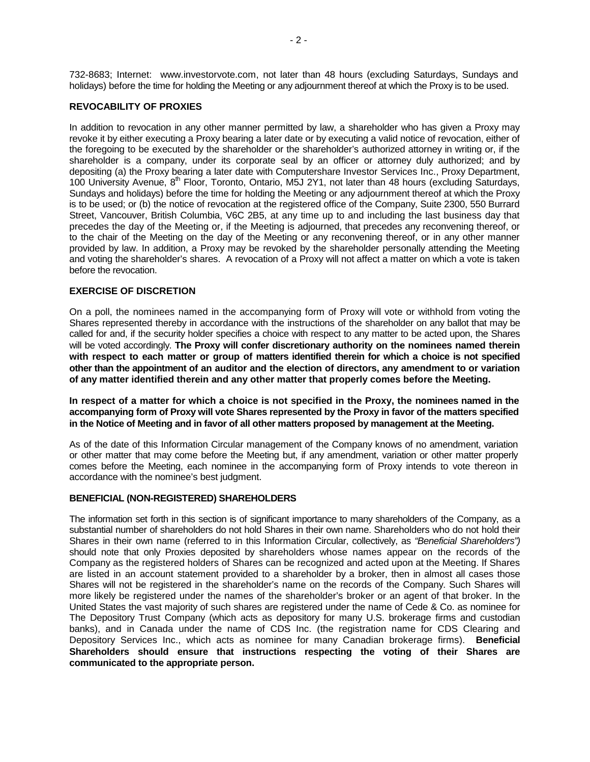732-8683; Internet: www.investorvote.com, not later than 48 hours (excluding Saturdays, Sundays and holidays) before the time for holding the Meeting or any adjournment thereof at which the Proxy is to be used.

## REVOCABILITY OF PROXIES

In addition to revocation in any other manner permitted by law, a shareholder who has given a Proxy may revoke it by either executing a Proxy bearing a later date or by executing a valid notice of revocation, either of the foregoing to be executed by the shareholder or the shareholder's authorized attorney in writing or, if the shareholder is a company, under its corporate seal by an officer or attorney duly authorized; and by depositing (a) the Proxy bearing a later date with Computershare Investor Services Inc., Proxy Department, 100 University Avenue, 8th Floor, Toronto, Ontario, M5J 2Y1, not later than 48 hours (excluding Saturdays, Sundays and holidays) before the time for holding the Meeting or any adjournment thereof at which the Proxy is to be used; or (b) the notice of revocation at the registered office of the Company, Suite 2300, 550 Burrard Street, Vancouver, British Columbia, V6C 2B5, at any time up to and including the last business day that precedes the day of the Meeting or, if the Meeting is adjourned, that precedes any reconvening thereof, or to the chair of the Meeting on the day of the Meeting or any reconvening thereof, or in any other manner provided by law. In addition, a Proxy may be revoked by the shareholder personally attending the Meeting and voting the shareholder's shares. A revocation of a Proxy will not affect a matter on which a vote is taken before the revocation.

## EXERCISE OF DISCRETION

On a poll, the nominees named in the accompanying form of Proxy will vote or withhold from voting the Shares represented thereby in accordance with the instructions of the shareholder on any ballot that may be called for and, if the security holder specifies a choice with respect to any matter to be acted upon, the Shares will be voted accordingly. **The Proxy will confer discretionary authority on the nominees named therein with respect to each matter or group of matters identified therein for which a choice is not specified other than the appointment of an auditor and the election of directors, any amendment to or variation of any matter identified therein and any other matter that properly comes before the Meeting.**

**In respect of a matter for which a choice is not specified in the Proxy, the nominees named in the accompanying form of Proxy will vote Shares represented by the Proxy in favor of the matters specified in the Notice of Meeting and in favor of all other matters proposed by management at the Meeting.**

As of the date of this Information Circular management of the Company knows of no amendment, variation or other matter that may come before the Meeting but, if any amendment, variation or other matter properly comes before the Meeting, each nominee in the accompanying form of Proxy intends to vote thereon in accordance with the nominee's best judgment.

## BENEFICIAL (NON-REGISTERED) SHAREHOLDERS

The information set forth in this section is of significant importance to many shareholders of the Company, as a substantial number of shareholders do not hold Shares in their own name. Shareholders who do not hold their Shares in their own name (referred to in this Information Circular, collectively, as *"Beneficial Shareholders")* should note that only Proxies deposited by shareholders whose names appear on the records of the Company as the registered holders of Shares can be recognized and acted upon at the Meeting. If Shares are listed in an account statement provided to a shareholder by a broker, then in almost all cases those Shares will not be registered in the shareholder's name on the records of the Company. Such Shares will more likely be registered under the names of the shareholder's broker or an agent of that broker. In the United States the vast majority of such shares are registered under the name of Cede & Co. as nominee for The Depository Trust Company (which acts as depository for many U.S. brokerage firms and custodian banks), and in Canada under the name of CDS Inc. (the registration name for CDS Clearing and Depository Services Inc., which acts as nominee for many Canadian brokerage firms). **Beneficial Shareholders should ensure that instructions respecting the voting of their Shares are communicated to the appropriate person.**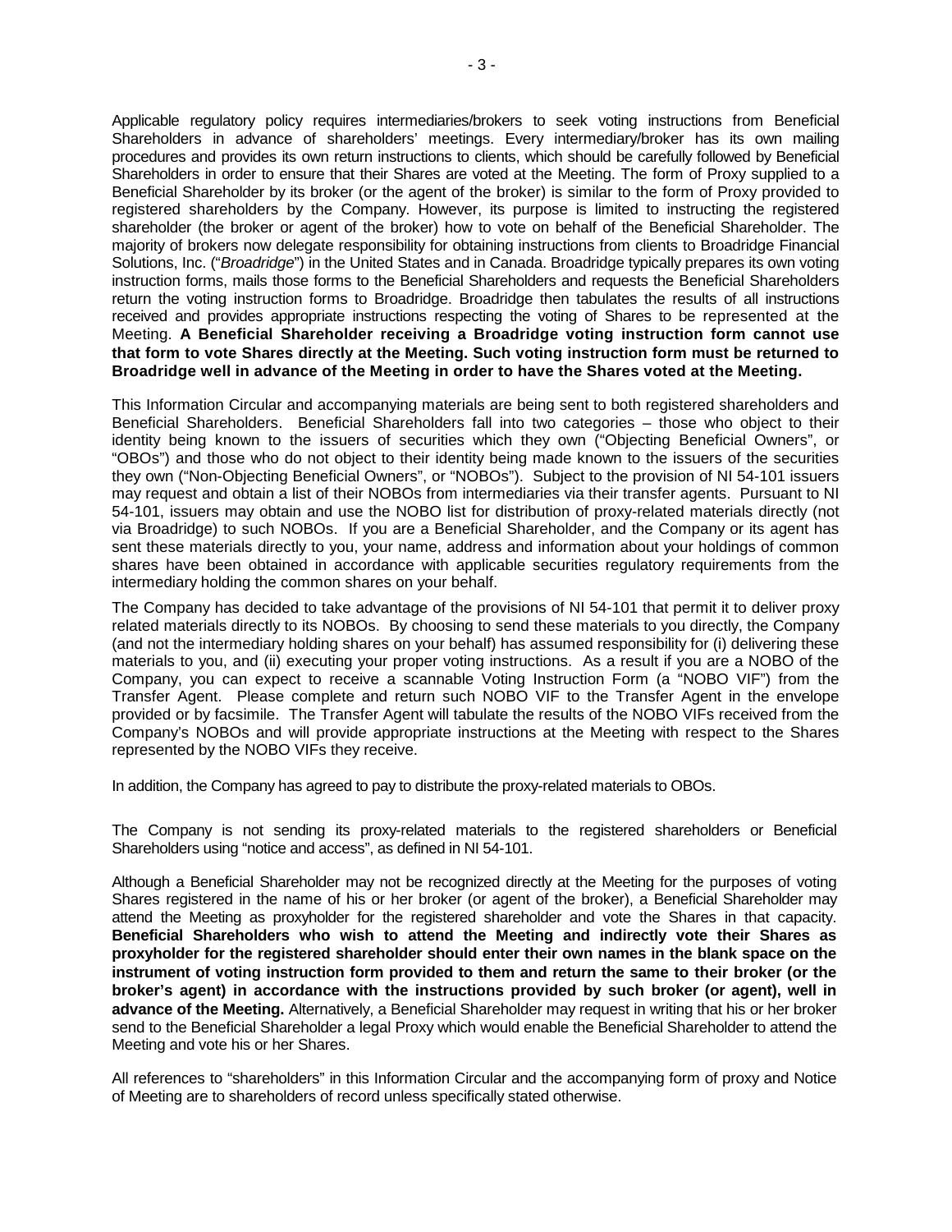Applicable regulatory policy requires intermediaries/brokers to seek voting instructions from Beneficial Shareholders in advance of shareholders' meetings. Every intermediary/broker has its own mailing procedures and provides its own return instructions to clients, which should be carefully followed by Beneficial Shareholders in order to ensure that their Shares are voted at the Meeting. The form of Proxy supplied to a Beneficial Shareholder by its broker (or the agent of the broker) is similar to the form of Proxy provided to registered shareholders by the Company. However, its purpose is limited to instructing the registered shareholder (the broker or agent of the broker) how to vote on behalf of the Beneficial Shareholder. The majority of brokers now delegate responsibility for obtaining instructions from clients to Broadridge Financial Solutions, Inc. ("*Broadridge*") in the United States and in Canada. Broadridge typically prepares its own voting instruction forms, mails those forms to the Beneficial Shareholders and requests the Beneficial Shareholders return the voting instruction forms to Broadridge. Broadridge then tabulates the results of all instructions received and provides appropriate instructions respecting the voting of Shares to be represented at the Meeting. **A Beneficial Shareholder receiving a Broadridge voting instruction form cannot use that form to vote Shares directly at the Meeting. Such voting instruction form must be returned to Broadridge well in advance of the Meeting in order to have the Shares voted at the Meeting.**

This Information Circular and accompanying materials are being sent to both registered shareholders and Beneficial Shareholders. Beneficial Shareholders fall into two categories – those who object to their identity being known to the issuers of securities which they own ("Objecting Beneficial Owners", or "OBOs") and those who do not object to their identity being made known to the issuers of the securities they own ("Non-Objecting Beneficial Owners", or "NOBOs"). Subject to the provision of NI 54-101 issuers may request and obtain a list of their NOBOs from intermediaries via their transfer agents. Pursuant to NI 54-101, issuers may obtain and use the NOBO list for distribution of proxy-related materials directly (not via Broadridge) to such NOBOs. If you are a Beneficial Shareholder, and the Company or its agent has sent these materials directly to you, your name, address and information about your holdings of common shares have been obtained in accordance with applicable securities regulatory requirements from the intermediary holding the common shares on your behalf.

The Company has decided to take advantage of the provisions of NI 54-101 that permit it to deliver proxy related materials directly to its NOBOs. By choosing to send these materials to you directly, the Company (and not the intermediary holding shares on your behalf) has assumed responsibility for (i) delivering these materials to you, and (ii) executing your proper voting instructions. As a result if you are a NOBO of the Company, you can expect to receive a scannable Voting Instruction Form (a "NOBO VIF") from the Transfer Agent. Please complete and return such NOBO VIF to the Transfer Agent in the envelope provided or by facsimile. The Transfer Agent will tabulate the results of the NOBO VIFs received from the Company's NOBOs and will provide appropriate instructions at the Meeting with respect to the Shares represented by the NOBO VIFs they receive.

In addition, the Company has agreed to pay to distribute the proxy-related materials to OBOs.

The Company is not sending its proxy-related materials to the registered shareholders or Beneficial Shareholders using "notice and access", as defined in NI 54-101.

Although a Beneficial Shareholder may not be recognized directly at the Meeting for the purposes of voting Shares registered in the name of his or her broker (or agent of the broker), a Beneficial Shareholder may attend the Meeting as proxyholder for the registered shareholder and vote the Shares in that capacity. **Beneficial Shareholders who wish to attend the Meeting and indirectly vote their Shares as proxyholder for the registered shareholder should enter their own names in the blank space on the instrument of voting instruction form provided to them and return the same to their broker (or the broker's agent) in accordance with the instructions provided by such broker (or agent), well in advance of the Meeting.** Alternatively, a Beneficial Shareholder may request in writing that his or her broker send to the Beneficial Shareholder a legal Proxy which would enable the Beneficial Shareholder to attend the Meeting and vote his or her Shares.

All references to "shareholders" in this Information Circular and the accompanying form of proxy and Notice of Meeting are to shareholders of record unless specifically stated otherwise.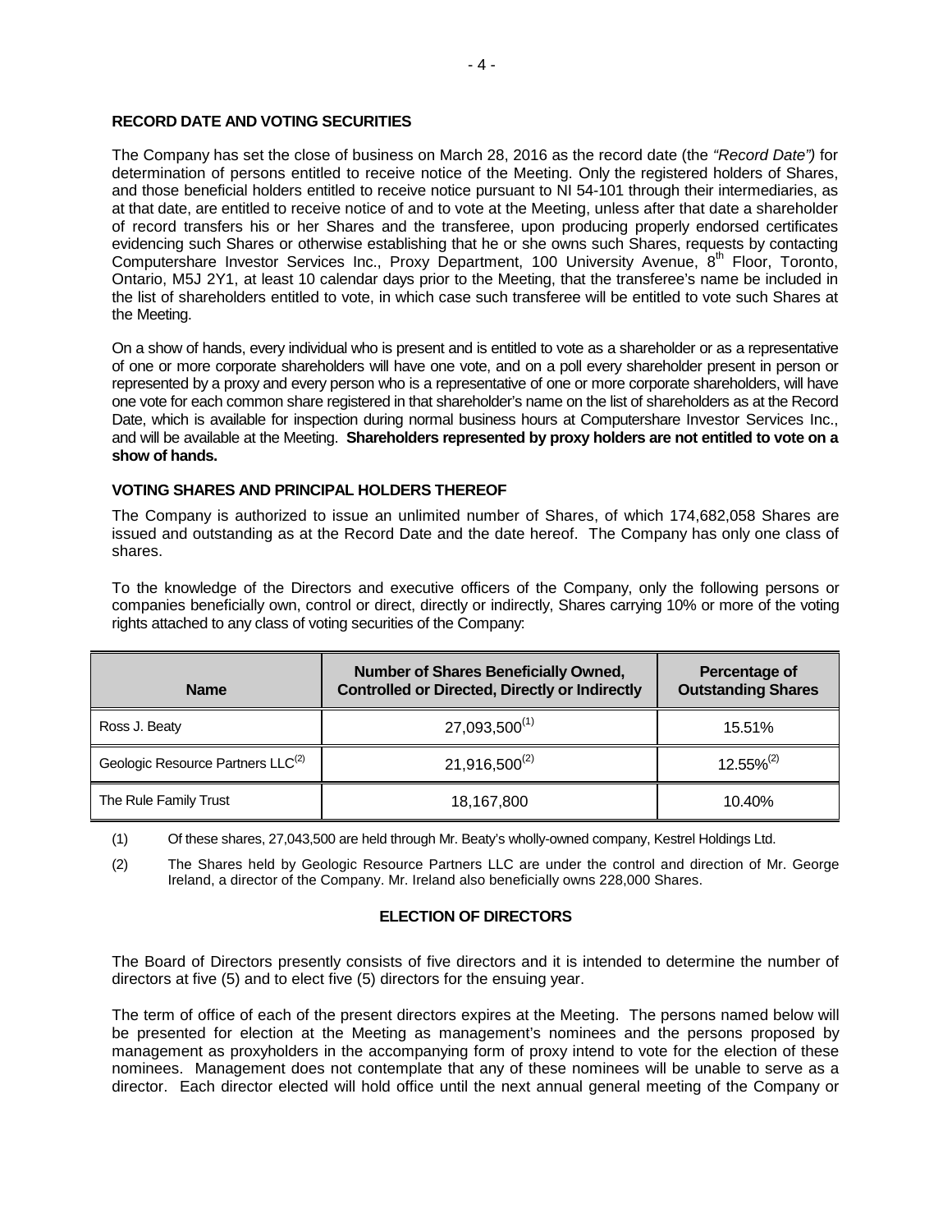## RECORD DATE AND VOTING SECURITIES

The Company has set the close of business on March 28, 2016 as the record date (the *"Record Date")* for determination of persons entitled to receive notice of the Meeting. Only the registered holders of Shares, and those beneficial holders entitled to receive notice pursuant to NI 54-101 through their intermediaries, as at that date, are entitled to receive notice of and to vote at the Meeting, unless after that date a shareholder of record transfers his or her Shares and the transferee, upon producing properly endorsed certificates evidencing such Shares or otherwise establishing that he or she owns such Shares, requests by contacting Computershare Investor Services Inc., Proxy Department, 100 University Avenue, 8th Floor, Toronto, Ontario, M5J 2Y1, at least 10 calendar days prior to the Meeting, that the transferee's name be included in the list of shareholders entitled to vote, in which case such transferee will be entitled to vote such Shares at the Meeting.

On a show of hands, every individual who is present and is entitled to vote as a shareholder or as a representative of one or more corporate shareholders will have one vote, and on a poll every shareholder present in person or represented by a proxy and every person who is a representative of one or more corporate shareholders, will have one vote for each common share registered in that shareholder's name on the list of shareholders as at the Record Date, which is available for inspection during normal business hours at Computershare Investor Services Inc., and will be available at the Meeting. **Shareholders represented by proxy holders are not entitled to vote on a show of hands.**

## VOTING SHARES AND PRINCIPAL HOLDERS THEREOF

The Company is authorized to issue an unlimited number of Shares, of which 174,682,058 Shares are issued and outstanding as at the Record Date and the date hereof. The Company has only one class of shares.

To the knowledge of the Directors and executive officers of the Company, only the following persons or companies beneficially own, control or direct, directly or indirectly, Shares carrying 10% or more of the voting rights attached to any class of voting securities of the Company:

| Name | Number of Shares Beneficially Owned, Controlled or Directed, Directly or Indirectly | Percentage of Outstanding Shares |
|---|---|---|
| Ross J. Beaty | 27,093,500(1) | 15.51% |
| Geologic Resource Partners LLC(2) | 21,916,500(2) | 12.55%(2) |
| The Rule Family Trust | 18,167,800 | 10.40% |

(1) Of these shares, 27,043,500 are held through Mr. Beaty's wholly-owned company, Kestrel Holdings Ltd.

(2) The Shares held by Geologic Resource Partners LLC are under the control and direction of Mr. George Ireland, a director of the Company. Mr. Ireland also beneficially owns 228,000 Shares.

## ELECTION OF DIRECTORS

The Board of Directors presently consists of five directors and it is intended to determine the number of directors at five (5) and to elect five (5) directors for the ensuing year.

The term of office of each of the present directors expires at the Meeting. The persons named below will be presented for election at the Meeting as management's nominees and the persons proposed by management as proxyholders in the accompanying form of proxy intend to vote for the election of these nominees. Management does not contemplate that any of these nominees will be unable to serve as a director. Each director elected will hold office until the next annual general meeting of the Company or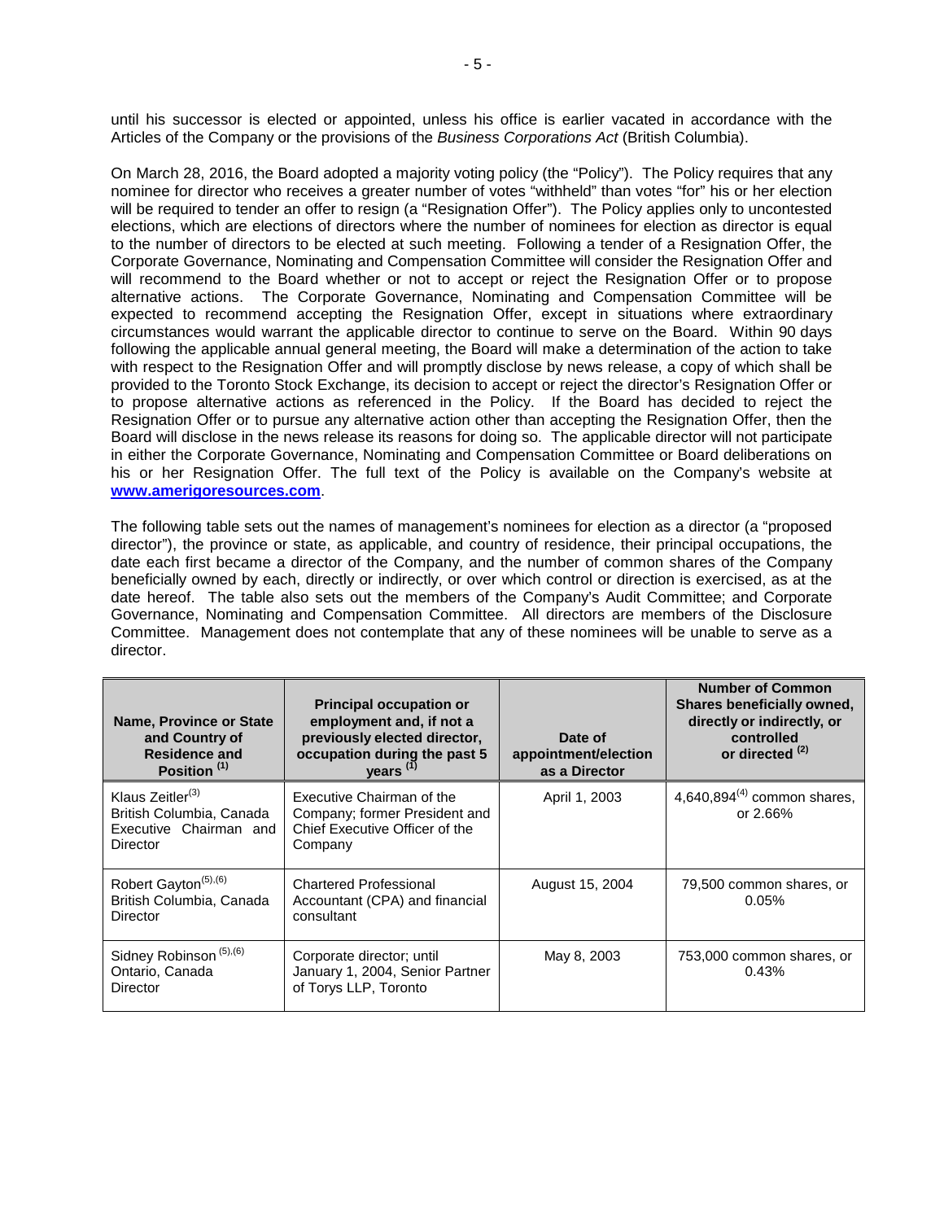until his successor is elected or appointed, unless his office is earlier vacated in accordance with the Articles of the Company or the provisions of the *Business Corporations Act* (British Columbia).

On March 28, 2016, the Board adopted a majority voting policy (the "Policy"). The Policy requires that any nominee for director who receives a greater number of votes "withheld" than votes "for" his or her election will be required to tender an offer to resign (a "Resignation Offer"). The Policy applies only to uncontested elections, which are elections of directors where the number of nominees for election as director is equal to the number of directors to be elected at such meeting. Following a tender of a Resignation Offer, the Corporate Governance, Nominating and Compensation Committee will consider the Resignation Offer and will recommend to the Board whether or not to accept or reject the Resignation Offer or to propose alternative actions. The Corporate Governance, Nominating and Compensation Committee will be expected to recommend accepting the Resignation Offer, except in situations where extraordinary circumstances would warrant the applicable director to continue to serve on the Board. Within 90 days following the applicable annual general meeting, the Board will make a determination of the action to take with respect to the Resignation Offer and will promptly disclose by news release, a copy of which shall be provided to the Toronto Stock Exchange, its decision to accept or reject the director's Resignation Offer or to propose alternative actions as referenced in the Policy. If the Board has decided to reject the Resignation Offer or to pursue any alternative action other than accepting the Resignation Offer, then the Board will disclose in the news release its reasons for doing so. The applicable director will not participate in either the Corporate Governance, Nominating and Compensation Committee or Board deliberations on his or her Resignation Offer. The full text of the Policy is available on the Company's website at **www.amerigoresources.com**.

The following table sets out the names of management's nominees for election as a director (a "proposed director"), the province or state, as applicable, and country of residence, their principal occupations, the date each first became a director of the Company, and the number of common shares of the Company beneficially owned by each, directly or indirectly, or over which control or direction is exercised, as at the date hereof. The table also sets out the members of the Company's Audit Committee; and Corporate Governance, Nominating and Compensation Committee. All directors are members of the Disclosure Committee. Management does not contemplate that any of these nominees will be unable to serve as a director.

| Name, Province or State and Country of Residence and Position [(1)] | Principal occupation or employment and, if not a previously elected director, occupation during the past 5 years [(1)] | Date of appointment/election as a Director | Number of Common Shares beneficially owned, directly or indirectly, or controlled or directed [(2)] |
|---|---|---|---|
| Klaus Zeitler[(3)] British Columbia, Canada Executive Chairman and Director | Executive Chairman of the Company; former President and Chief Executive Officer of the Company | April 1, 2003 | 4,640,894[(4)] common shares, or 2.66% |
| Robert Gayton[(5),(6)] British Columbia, Canada Director | Chartered Professional Accountant (CPA) and financial consultant | August 15, 2004 | 79,500 common shares, or 0.05% |
| Sidney Robinson [(5),(6)] Ontario, Canada Director | Corporate director; until January 1, 2004, Senior Partner of Torys LLP, Toronto | May 8, 2003 | 753,000 common shares, or 0.43% |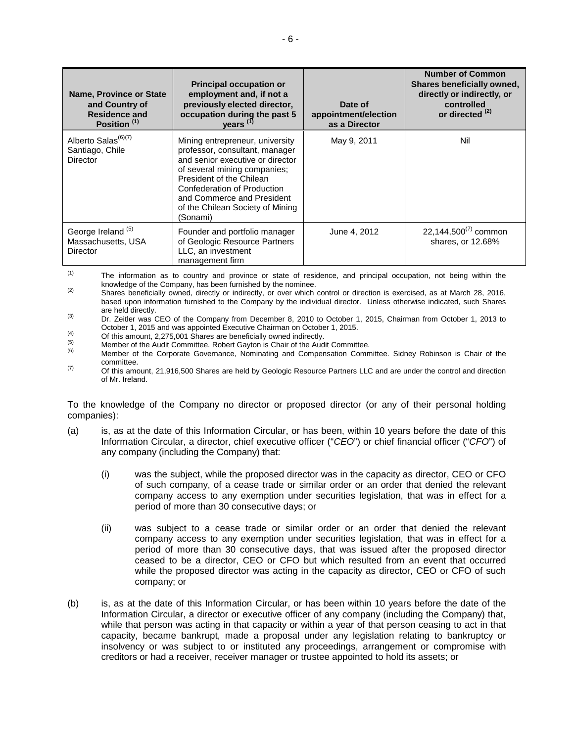| Name, Province or State and Country of Residence and Position [1] | Principal occupation or employment and, if not a previously elected director, occupation during the past 5 years [1] | Date of appointment/election as a Director | Number of Common Shares beneficially owned, directly or indirectly, or controlled or directed [2] |
|---|---|---|---|
| Alberto Salas[6][7]<br>Santiago, Chile<br>Director | Mining entrepreneur, university professor, consultant, manager and senior executive or director of several mining companies; President of the Chilean Confederation of Production and Commerce and President of the Chilean Society of Mining (Sonami) | May 9, 2011 | Nil |
| George Ireland [5]<br>Massachusetts, USA<br>Director | Founder and portfolio manager of Geologic Resource Partners LLC, an investment management firm | June 4, 2012 | 22,144,500[7] common shares, or 12.68% |

(1) The information as to country and province or state of residence, and principal occupation, not being within the knowledge of the Company, has been furnished by the nominee.

(2) Shares beneficially owned, directly or indirectly, or over which control or direction is exercised, as at March 28, 2016, based upon information furnished to the Company by the individual director. Unless otherwise indicated, such Shares are held directly.

(3) Dr. Zeitler was CEO of the Company from December 8, 2010 to October 1, 2015, Chairman from October 1, 2013 to October 1, 2015 and was appointed Executive Chairman on October 1, 2015.

(4) Of this amount, 2,275,001 Shares are beneficially owned indirectly.

(5) Member of the Audit Committee. Robert Gayton is Chair of the Audit Committee.

(6) Member of the Corporate Governance, Nominating and Compensation Committee. Sidney Robinson is Chair of the committee.

(7) Of this amount, 21,916,500 Shares are held by Geologic Resource Partners LLC and are under the control and direction of Mr. Ireland.

To the knowledge of the Company no director or proposed director (or any of their personal holding companies):

(a) is, as at the date of this Information Circular, or has been, within 10 years before the date of this Information Circular, a director, chief executive officer ("*CEO*") or chief financial officer ("*CFO*") of any company (including the Company) that:

  (i) was the subject, while the proposed director was in the capacity as director, CEO or CFO of such company, of a cease trade or similar order or an order that denied the relevant company access to any exemption under securities legislation, that was in effect for a period of more than 30 consecutive days; or

  (ii) was subject to a cease trade or similar order or an order that denied the relevant company access to any exemption under securities legislation, that was in effect for a period of more than 30 consecutive days, that was issued after the proposed director ceased to be a director, CEO or CFO but which resulted from an event that occurred while the proposed director was acting in the capacity as director, CEO or CFO of such company; or

(b) is, as at the date of this Information Circular, or has been within 10 years before the date of the Information Circular, a director or executive officer of any company (including the Company) that, while that person was acting in that capacity or within a year of that person ceasing to act in that capacity, became bankrupt, made a proposal under any legislation relating to bankruptcy or insolvency or was subject to or instituted any proceedings, arrangement or compromise with creditors or had a receiver, receiver manager or trustee appointed to hold its assets; or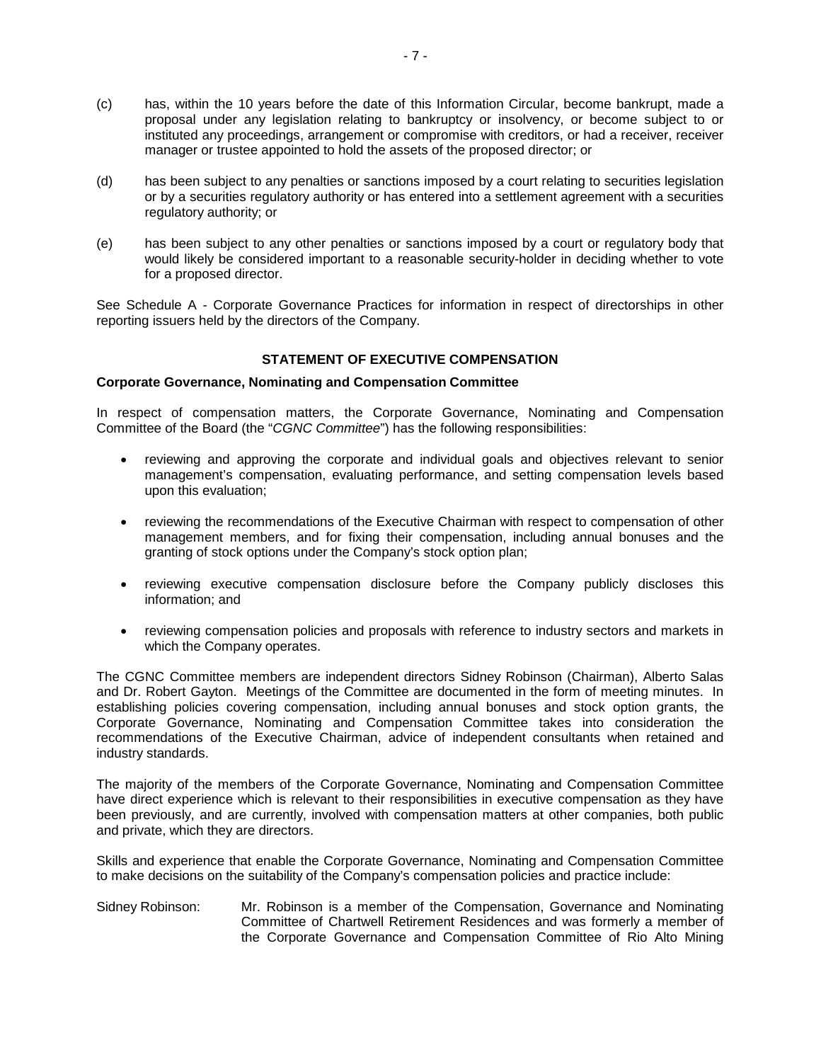(c) has, within the 10 years before the date of this Information Circular, become bankrupt, made a proposal under any legislation relating to bankruptcy or insolvency, or become subject to or instituted any proceedings, arrangement or compromise with creditors, or had a receiver, receiver manager or trustee appointed to hold the assets of the proposed director; or

(d) has been subject to any penalties or sanctions imposed by a court relating to securities legislation or by a securities regulatory authority or has entered into a settlement agreement with a securities regulatory authority; or

(e) has been subject to any other penalties or sanctions imposed by a court or regulatory body that would likely be considered important to a reasonable security-holder in deciding whether to vote for a proposed director.

See Schedule A - Corporate Governance Practices for information in respect of directorships in other reporting issuers held by the directors of the Company.

## STATEMENT OF EXECUTIVE COMPENSATION

### Corporate Governance, Nominating and Compensation Committee

In respect of compensation matters, the Corporate Governance, Nominating and Compensation Committee of the Board (the "*CGNC Committee*") has the following responsibilities:

- reviewing and approving the corporate and individual goals and objectives relevant to senior management's compensation, evaluating performance, and setting compensation levels based upon this evaluation;
- reviewing the recommendations of the Executive Chairman with respect to compensation of other management members, and for fixing their compensation, including annual bonuses and the granting of stock options under the Company's stock option plan;
- reviewing executive compensation disclosure before the Company publicly discloses this information; and
- reviewing compensation policies and proposals with reference to industry sectors and markets in which the Company operates.

The CGNC Committee members are independent directors Sidney Robinson (Chairman), Alberto Salas and Dr. Robert Gayton. Meetings of the Committee are documented in the form of meeting minutes. In establishing policies covering compensation, including annual bonuses and stock option grants, the Corporate Governance, Nominating and Compensation Committee takes into consideration the recommendations of the Executive Chairman, advice of independent consultants when retained and industry standards.

The majority of the members of the Corporate Governance, Nominating and Compensation Committee have direct experience which is relevant to their responsibilities in executive compensation as they have been previously, and are currently, involved with compensation matters at other companies, both public and private, which they are directors.

Skills and experience that enable the Corporate Governance, Nominating and Compensation Committee to make decisions on the suitability of the Company's compensation policies and practice include:

Sidney Robinson: Mr. Robinson is a member of the Compensation, Governance and Nominating Committee of Chartwell Retirement Residences and was formerly a member of the Corporate Governance and Compensation Committee of Rio Alto Mining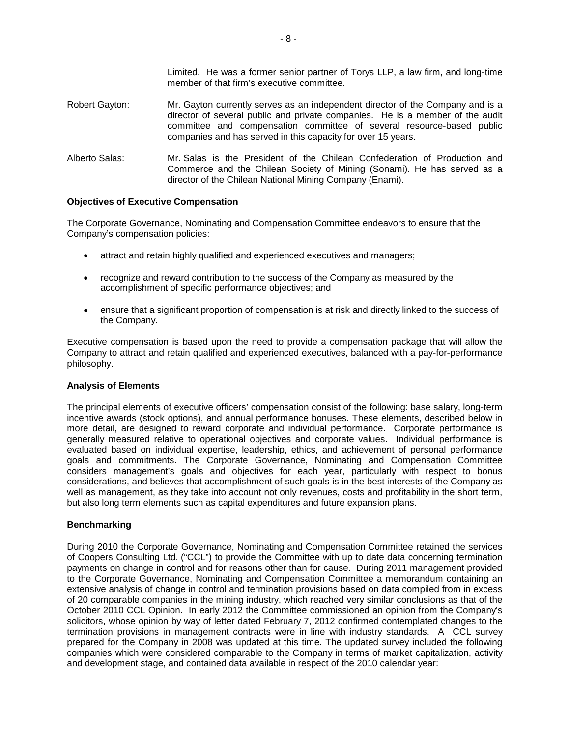Limited. He was a former senior partner of Torys LLP, a law firm, and long-time member of that firm's executive committee.

Robert Gayton: Mr. Gayton currently serves as an independent director of the Company and is a director of several public and private companies. He is a member of the audit committee and compensation committee of several resource-based public companies and has served in this capacity for over 15 years.

Alberto Salas: Mr. Salas is the President of the Chilean Confederation of Production and Commerce and the Chilean Society of Mining (Sonami). He has served as a director of the Chilean National Mining Company (Enami).

**Objectives of Executive Compensation**

The Corporate Governance, Nominating and Compensation Committee endeavors to ensure that the Company's compensation policies:

- attract and retain highly qualified and experienced executives and managers;
- recognize and reward contribution to the success of the Company as measured by the accomplishment of specific performance objectives; and
- ensure that a significant proportion of compensation is at risk and directly linked to the success of the Company.

Executive compensation is based upon the need to provide a compensation package that will allow the Company to attract and retain qualified and experienced executives, balanced with a pay-for-performance philosophy.

**Analysis of Elements**

The principal elements of executive officers' compensation consist of the following: base salary, long-term incentive awards (stock options), and annual performance bonuses. These elements, described below in more detail, are designed to reward corporate and individual performance. Corporate performance is generally measured relative to operational objectives and corporate values. Individual performance is evaluated based on individual expertise, leadership, ethics, and achievement of personal performance goals and commitments. The Corporate Governance, Nominating and Compensation Committee considers management's goals and objectives for each year, particularly with respect to bonus considerations, and believes that accomplishment of such goals is in the best interests of the Company as well as management, as they take into account not only revenues, costs and profitability in the short term, but also long term elements such as capital expenditures and future expansion plans.

**Benchmarking**

During 2010 the Corporate Governance, Nominating and Compensation Committee retained the services of Coopers Consulting Ltd. ("CCL") to provide the Committee with up to date data concerning termination payments on change in control and for reasons other than for cause. During 2011 management provided to the Corporate Governance, Nominating and Compensation Committee a memorandum containing an extensive analysis of change in control and termination provisions based on data compiled from in excess of 20 comparable companies in the mining industry, which reached very similar conclusions as that of the October 2010 CCL Opinion. In early 2012 the Committee commissioned an opinion from the Company's solicitors, whose opinion by way of letter dated February 7, 2012 confirmed contemplated changes to the termination provisions in management contracts were in line with industry standards. A CCL survey prepared for the Company in 2008 was updated at this time. The updated survey included the following companies which were considered comparable to the Company in terms of market capitalization, activity and development stage, and contained data available in respect of the 2010 calendar year: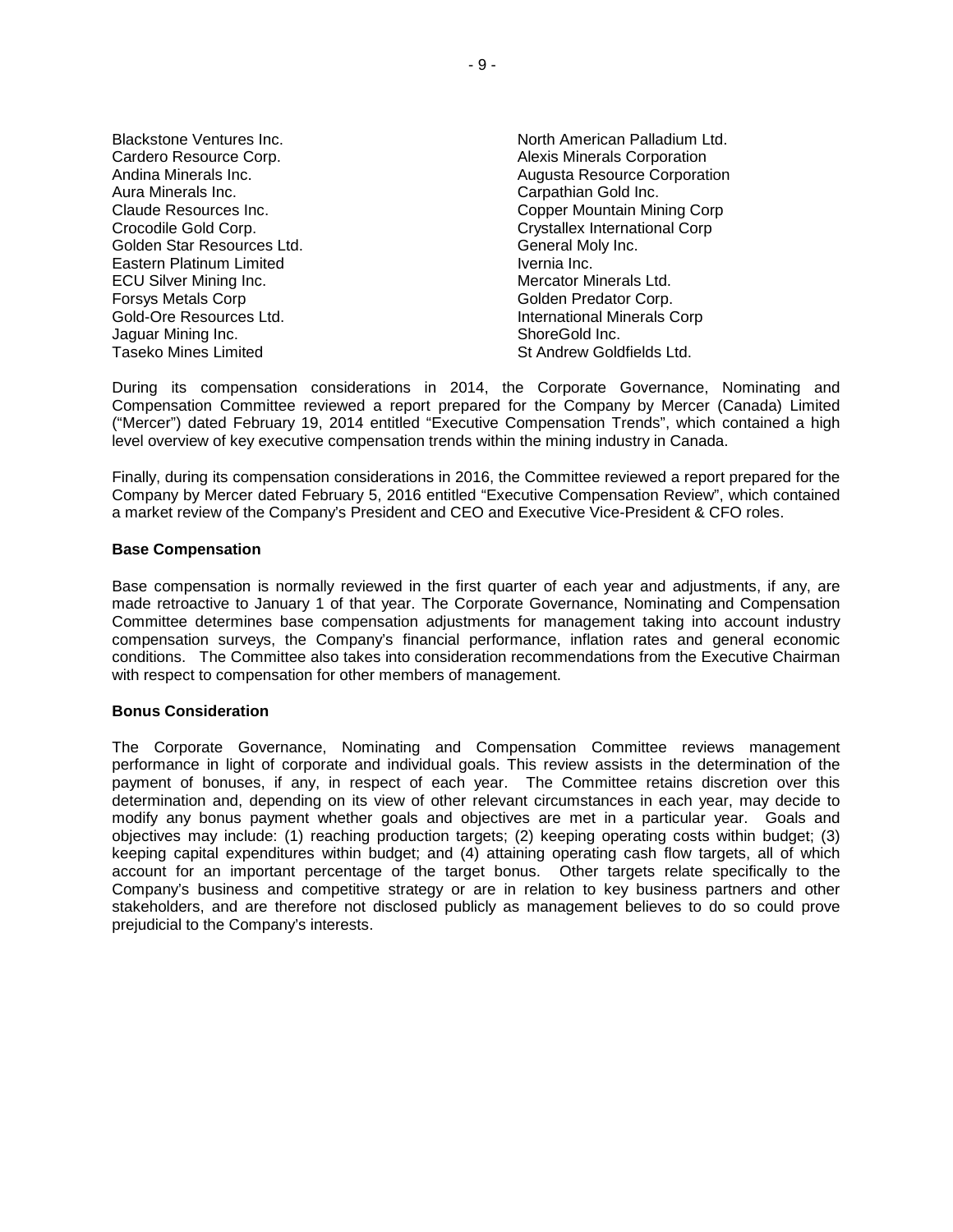| | |
|---|---|
| Blackstone Ventures Inc. | North American Palladium Ltd. |
| Cardero Resource Corp. | Alexis Minerals Corporation |
| Andina Minerals Inc. | Augusta Resource Corporation |
| Aura Minerals Inc. | Carpathian Gold Inc. |
| Claude Resources Inc. | Copper Mountain Mining Corp |
| Crocodile Gold Corp. | Crystallex International Corp |
| Golden Star Resources Ltd. | General Moly Inc. |
| Eastern Platinum Limited | Ivernia Inc. |
| ECU Silver Mining Inc. | Mercator Minerals Ltd. |
| Forsys Metals Corp | Golden Predator Corp. |
| Gold-Ore Resources Ltd. | International Minerals Corp |
| Jaguar Mining Inc. | ShoreGold Inc. |
| Taseko Mines Limited | St Andrew Goldfields Ltd. |

During its compensation considerations in 2014, the Corporate Governance, Nominating and Compensation Committee reviewed a report prepared for the Company by Mercer (Canada) Limited ("Mercer") dated February 19, 2014 entitled "Executive Compensation Trends", which contained a high level overview of key executive compensation trends within the mining industry in Canada.

Finally, during its compensation considerations in 2016, the Committee reviewed a report prepared for the Company by Mercer dated February 5, 2016 entitled "Executive Compensation Review", which contained a market review of the Company's President and CEO and Executive Vice-President & CFO roles.

**Base Compensation**

Base compensation is normally reviewed in the first quarter of each year and adjustments, if any, are made retroactive to January 1 of that year. The Corporate Governance, Nominating and Compensation Committee determines base compensation adjustments for management taking into account industry compensation surveys, the Company's financial performance, inflation rates and general economic conditions. The Committee also takes into consideration recommendations from the Executive Chairman with respect to compensation for other members of management.

**Bonus Consideration**

The Corporate Governance, Nominating and Compensation Committee reviews management performance in light of corporate and individual goals. This review assists in the determination of the payment of bonuses, if any, in respect of each year. The Committee retains discretion over this determination and, depending on its view of other relevant circumstances in each year, may decide to modify any bonus payment whether goals and objectives are met in a particular year. Goals and objectives may include: (1) reaching production targets; (2) keeping operating costs within budget; (3) keeping capital expenditures within budget; and (4) attaining operating cash flow targets, all of which account for an important percentage of the target bonus. Other targets relate specifically to the Company's business and competitive strategy or are in relation to key business partners and other stakeholders, and are therefore not disclosed publicly as management believes to do so could prove prejudicial to the Company's interests.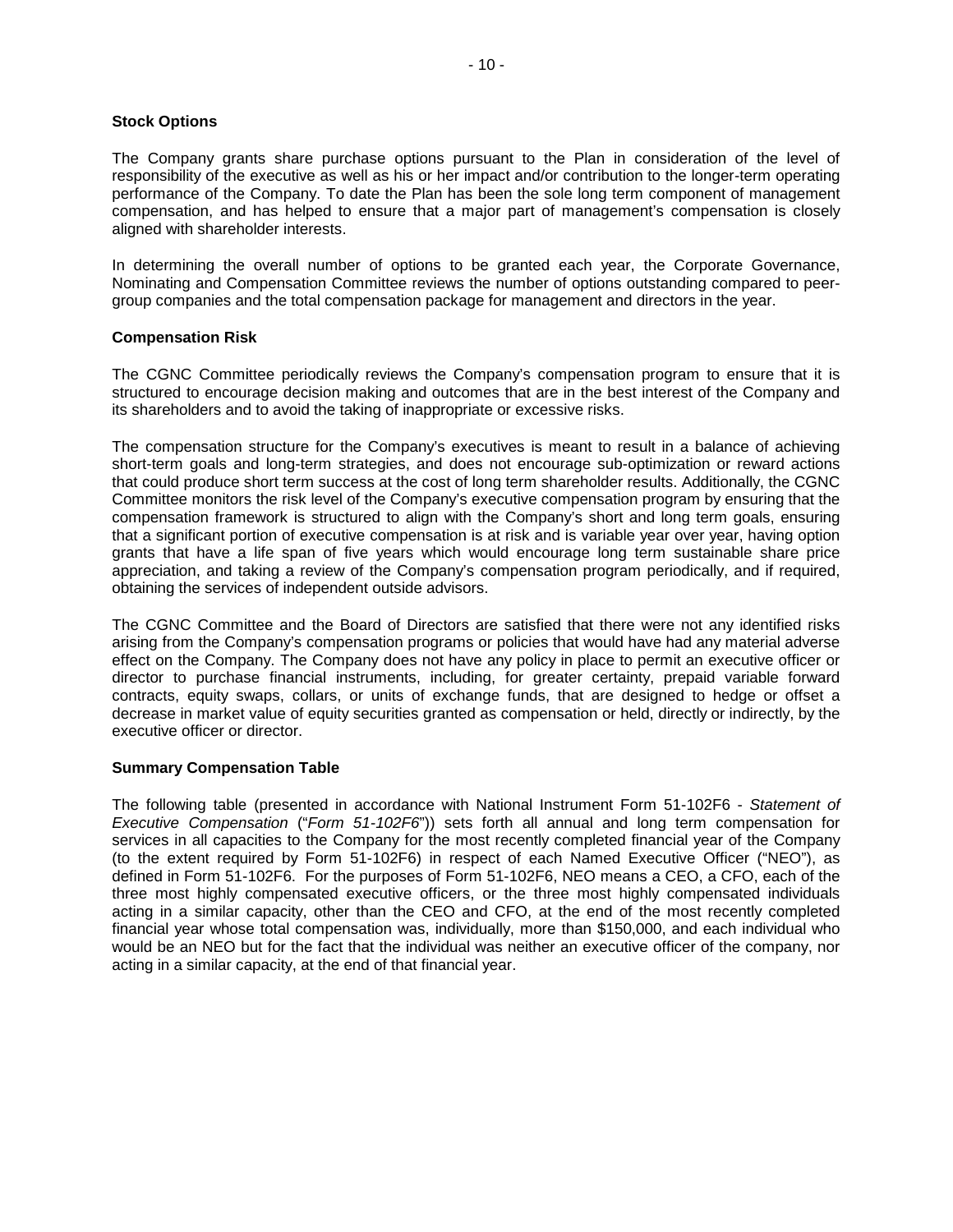### Stock Options

The Company grants share purchase options pursuant to the Plan in consideration of the level of responsibility of the executive as well as his or her impact and/or contribution to the longer-term operating performance of the Company. To date the Plan has been the sole long term component of management compensation, and has helped to ensure that a major part of management's compensation is closely aligned with shareholder interests.

In determining the overall number of options to be granted each year, the Corporate Governance, Nominating and Compensation Committee reviews the number of options outstanding compared to peer-group companies and the total compensation package for management and directors in the year.

### Compensation Risk

The CGNC Committee periodically reviews the Company's compensation program to ensure that it is structured to encourage decision making and outcomes that are in the best interest of the Company and its shareholders and to avoid the taking of inappropriate or excessive risks.

The compensation structure for the Company's executives is meant to result in a balance of achieving short-term goals and long-term strategies, and does not encourage sub-optimization or reward actions that could produce short term success at the cost of long term shareholder results. Additionally, the CGNC Committee monitors the risk level of the Company's executive compensation program by ensuring that the compensation framework is structured to align with the Company's short and long term goals, ensuring that a significant portion of executive compensation is at risk and is variable year over year, having option grants that have a life span of five years which would encourage long term sustainable share price appreciation, and taking a review of the Company's compensation program periodically, and if required, obtaining the services of independent outside advisors.

The CGNC Committee and the Board of Directors are satisfied that there were not any identified risks arising from the Company's compensation programs or policies that would have had any material adverse effect on the Company. The Company does not have any policy in place to permit an executive officer or director to purchase financial instruments, including, for greater certainty, prepaid variable forward contracts, equity swaps, collars, or units of exchange funds, that are designed to hedge or offset a decrease in market value of equity securities granted as compensation or held, directly or indirectly, by the executive officer or director.

### Summary Compensation Table

The following table (presented in accordance with National Instrument Form 51-102F6 - *Statement of Executive Compensation* ("*Form 51-102F6*")) sets forth all annual and long term compensation for services in all capacities to the Company for the most recently completed financial year of the Company (to the extent required by Form 51-102F6) in respect of each Named Executive Officer ("NEO"), as defined in Form 51-102F6. For the purposes of Form 51-102F6, NEO means a CEO, a CFO, each of the three most highly compensated executive officers, or the three most highly compensated individuals acting in a similar capacity, other than the CEO and CFO, at the end of the most recently completed financial year whose total compensation was, individually, more than $150,000, and each individual who would be an NEO but for the fact that the individual was neither an executive officer of the company, nor acting in a similar capacity, at the end of that financial year.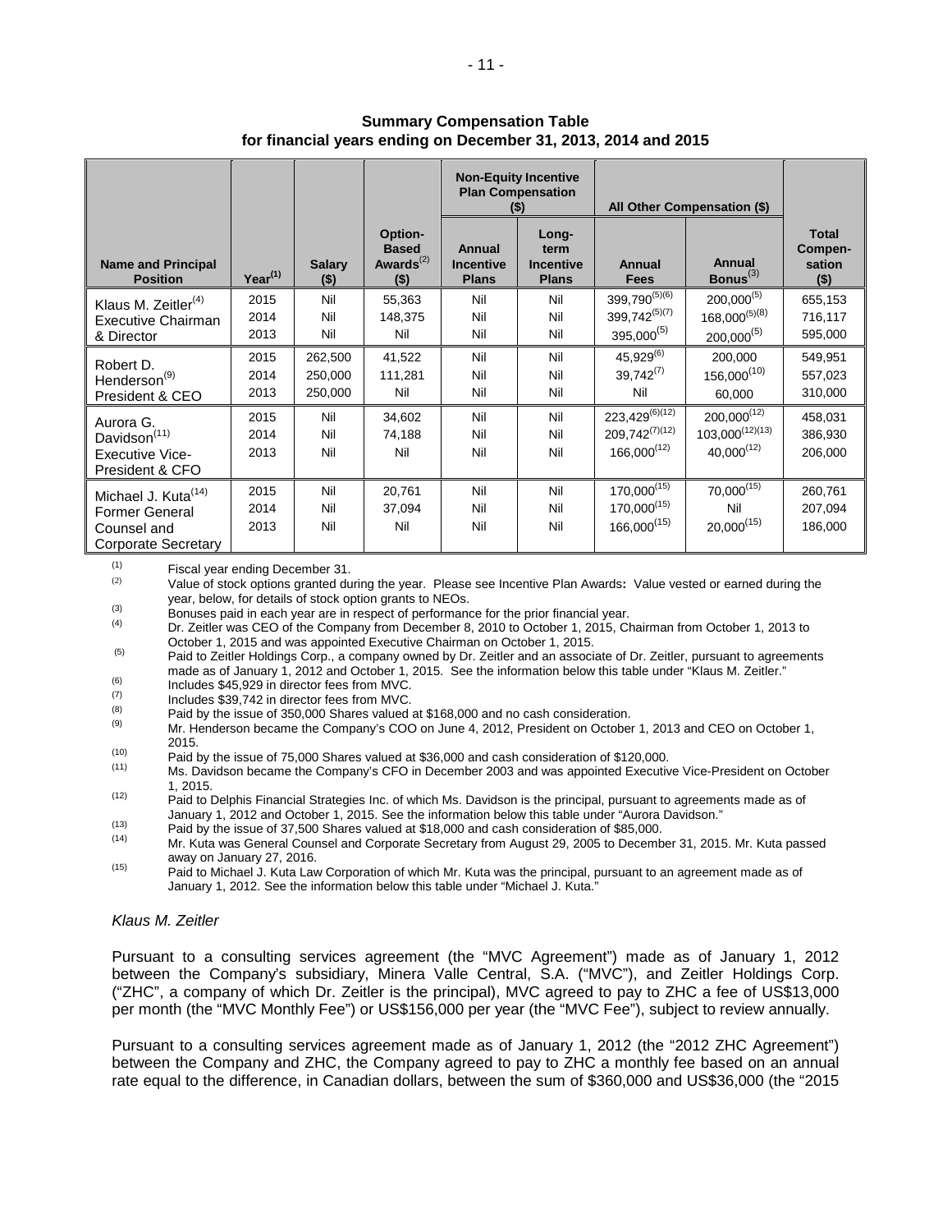**Summary Compensation Table for financial years ending on December 31, 2013, 2014 and 2015**

| Name and Principal Position | Year[(1)] | Salary ($) | Option-Based Awards[(2)] ($) | Non-Equity Incentive Plan Compensation ($) | | All Other Compensation ($) | | Total Compen-sation ($) |
|---|---|---|---|---|---|---|---|---|
| | | | | Annual Incentive Plans | Long-term Incentive Plans | Annual Fees | Annual Bonus[(3)] | |
| Klaus M. Zeitler[(4)] Executive Chairman & Director | 2015 | Nil | 55,363 | Nil | Nil | 399,790[(5)(6)] | 200,000[(5)] | 655,153 |
| | 2014 | Nil | 148,375 | Nil | Nil | 399,742[(5)(7)] | 168,000[(5)(8)] | 716,117 |
| | 2013 | Nil | Nil | Nil | Nil | 395,000[(5)] | 200,000[(5)] | 595,000 |
| Robert D. Henderson[(9)] President & CEO | 2015 | 262,500 | 41,522 | Nil | Nil | 45,929[(6)] | 200,000 | 549,951 |
| | 2014 | 250,000 | 111,281 | Nil | Nil | 39,742[(7)] | 156,000[(10)] | 557,023 |
| | 2013 | 250,000 | Nil | Nil | Nil | Nil | 60,000 | 310,000 |
| Aurora G. Davidson[(11)] Executive Vice-President & CFO | 2015 | Nil | 34,602 | Nil | Nil | 223,429[(6)(12)] | 200,000[(12)] | 458,031 |
| | 2014 | Nil | 74,188 | Nil | Nil | 209,742[(7)(12)] | 103,000[(12)(13)] | 386,930 |
| | 2013 | Nil | Nil | Nil | Nil | 166,000[(12)] | 40,000[(12)] | 206,000 |
| Michael J. Kuta[(14)] Former General Counsel and Corporate Secretary | 2015 | Nil | 20,761 | Nil | Nil | 170,000[(15)] | 70,000[(15)] | 260,761 |
| | 2014 | Nil | 37,094 | Nil | Nil | 170,000[(15)] | Nil | 207,094 |
| | 2013 | Nil | Nil | Nil | Nil | 166,000[(15)] | 20,000[(15)] | 186,000 |

(1) Fiscal year ending December 31.

(2) Value of stock options granted during the year. Please see Incentive Plan Awards**:** Value vested or earned during the year, below, for details of stock option grants to NEOs.

(3) Bonuses paid in each year are in respect of performance for the prior financial year.

(4) Dr. Zeitler was CEO of the Company from December 8, 2010 to October 1, 2015, Chairman from October 1, 2013 to October 1, 2015 and was appointed Executive Chairman on October 1, 2015.

(5) Paid to Zeitler Holdings Corp., a company owned by Dr. Zeitler and an associate of Dr. Zeitler, pursuant to agreements made as of January 1, 2012 and October 1, 2015. See the information below this table under "Klaus M. Zeitler."

(6) Includes $45,929 in director fees from MVC.

(7) Includes $39,742 in director fees from MVC.

(8) Paid by the issue of 350,000 Shares valued at $168,000 and no cash consideration.

(9) Mr. Henderson became the Company's COO on June 4, 2012, President on October 1, 2013 and CEO on October 1, 2015.

(10) Paid by the issue of 75,000 Shares valued at $36,000 and cash consideration of $120,000.

(11) Ms. Davidson became the Company's CFO in December 2003 and was appointed Executive Vice-President on October 1, 2015.

(12) Paid to Delphis Financial Strategies Inc. of which Ms. Davidson is the principal, pursuant to agreements made as of January 1, 2012 and October 1, 2015. See the information below this table under "Aurora Davidson."

(13) Paid by the issue of 37,500 Shares valued at $18,000 and cash consideration of $85,000.

(14) Mr. Kuta was General Counsel and Corporate Secretary from August 29, 2005 to December 31, 2015. Mr. Kuta passed away on January 27, 2016.

(15) Paid to Michael J. Kuta Law Corporation of which Mr. Kuta was the principal, pursuant to an agreement made as of January 1, 2012. See the information below this table under "Michael J. Kuta."

*Klaus M. Zeitler*

Pursuant to a consulting services agreement (the "MVC Agreement") made as of January 1, 2012 between the Company's subsidiary, Minera Valle Central, S.A. ("MVC"), and Zeitler Holdings Corp. ("ZHC", a company of which Dr. Zeitler is the principal), MVC agreed to pay to ZHC a fee of US$13,000 per month (the "MVC Monthly Fee") or US$156,000 per year (the "MVC Fee"), subject to review annually.

Pursuant to a consulting services agreement made as of January 1, 2012 (the "2012 ZHC Agreement") between the Company and ZHC, the Company agreed to pay to ZHC a monthly fee based on an annual rate equal to the difference, in Canadian dollars, between the sum of $360,000 and US$36,000 (the "2015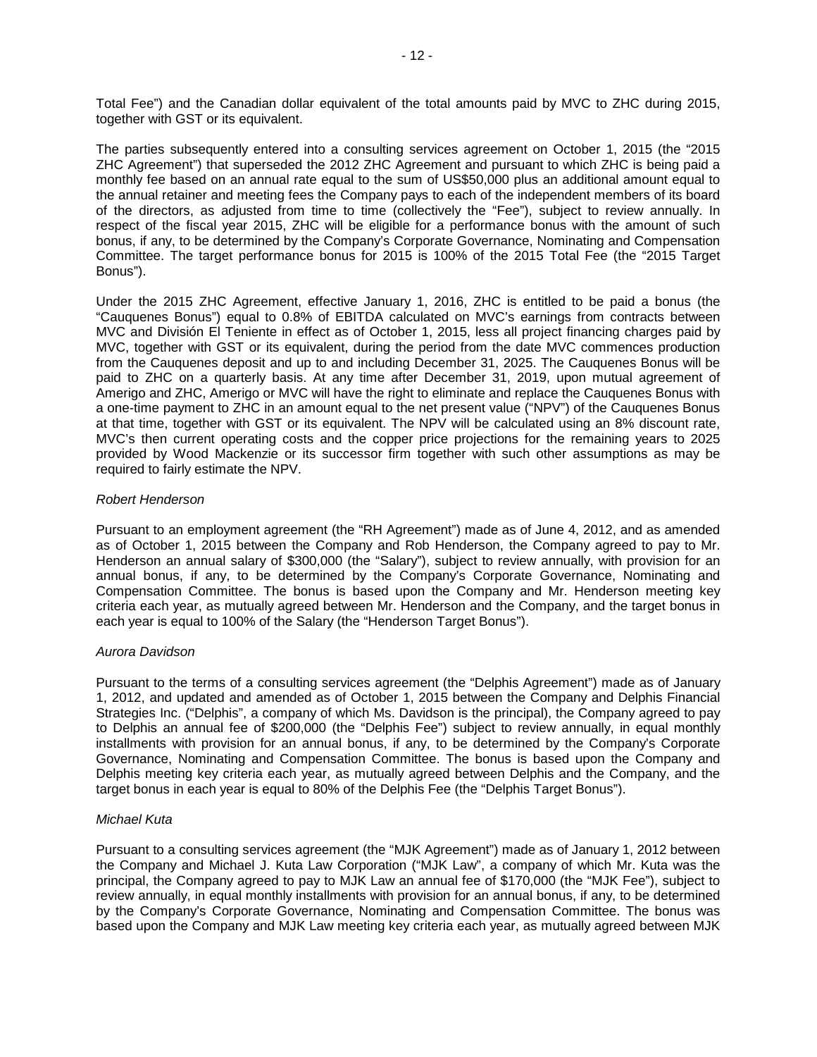Total Fee") and the Canadian dollar equivalent of the total amounts paid by MVC to ZHC during 2015, together with GST or its equivalent.

The parties subsequently entered into a consulting services agreement on October 1, 2015 (the "2015 ZHC Agreement") that superseded the 2012 ZHC Agreement and pursuant to which ZHC is being paid a monthly fee based on an annual rate equal to the sum of US$50,000 plus an additional amount equal to the annual retainer and meeting fees the Company pays to each of the independent members of its board of the directors, as adjusted from time to time (collectively the "Fee"), subject to review annually. In respect of the fiscal year 2015, ZHC will be eligible for a performance bonus with the amount of such bonus, if any, to be determined by the Company's Corporate Governance, Nominating and Compensation Committee. The target performance bonus for 2015 is 100% of the 2015 Total Fee (the "2015 Target Bonus").

Under the 2015 ZHC Agreement, effective January 1, 2016, ZHC is entitled to be paid a bonus (the "Cauquenes Bonus") equal to 0.8% of EBITDA calculated on MVC's earnings from contracts between MVC and División El Teniente in effect as of October 1, 2015, less all project financing charges paid by MVC, together with GST or its equivalent, during the period from the date MVC commences production from the Cauquenes deposit and up to and including December 31, 2025. The Cauquenes Bonus will be paid to ZHC on a quarterly basis. At any time after December 31, 2019, upon mutual agreement of Amerigo and ZHC, Amerigo or MVC will have the right to eliminate and replace the Cauquenes Bonus with a one-time payment to ZHC in an amount equal to the net present value ("NPV") of the Cauquenes Bonus at that time, together with GST or its equivalent. The NPV will be calculated using an 8% discount rate, MVC's then current operating costs and the copper price projections for the remaining years to 2025 provided by Wood Mackenzie or its successor firm together with such other assumptions as may be required to fairly estimate the NPV.

*Robert Henderson*

Pursuant to an employment agreement (the "RH Agreement") made as of June 4, 2012, and as amended as of October 1, 2015 between the Company and Rob Henderson, the Company agreed to pay to Mr. Henderson an annual salary of $300,000 (the "Salary"), subject to review annually, with provision for an annual bonus, if any, to be determined by the Company's Corporate Governance, Nominating and Compensation Committee. The bonus is based upon the Company and Mr. Henderson meeting key criteria each year, as mutually agreed between Mr. Henderson and the Company, and the target bonus in each year is equal to 100% of the Salary (the "Henderson Target Bonus").

*Aurora Davidson*

Pursuant to the terms of a consulting services agreement (the "Delphis Agreement") made as of January 1, 2012, and updated and amended as of October 1, 2015 between the Company and Delphis Financial Strategies Inc. ("Delphis", a company of which Ms. Davidson is the principal), the Company agreed to pay to Delphis an annual fee of $200,000 (the "Delphis Fee") subject to review annually, in equal monthly installments with provision for an annual bonus, if any, to be determined by the Company's Corporate Governance, Nominating and Compensation Committee. The bonus is based upon the Company and Delphis meeting key criteria each year, as mutually agreed between Delphis and the Company, and the target bonus in each year is equal to 80% of the Delphis Fee (the "Delphis Target Bonus").

*Michael Kuta*

Pursuant to a consulting services agreement (the "MJK Agreement") made as of January 1, 2012 between the Company and Michael J. Kuta Law Corporation ("MJK Law", a company of which Mr. Kuta was the principal, the Company agreed to pay to MJK Law an annual fee of $170,000 (the "MJK Fee"), subject to review annually, in equal monthly installments with provision for an annual bonus, if any, to be determined by the Company's Corporate Governance, Nominating and Compensation Committee. The bonus was based upon the Company and MJK Law meeting key criteria each year, as mutually agreed between MJK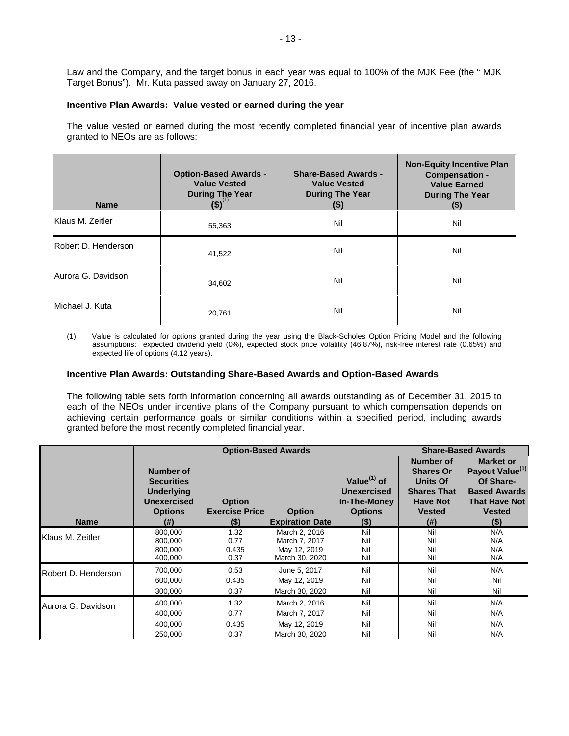Law and the Company, and the target bonus in each year was equal to 100% of the MJK Fee (the " MJK Target Bonus"). Mr. Kuta passed away on January 27, 2016.

**Incentive Plan Awards: Value vested or earned during the year**

The value vested or earned during the most recently completed financial year of incentive plan awards granted to NEOs are as follows:

| Name | Option-Based Awards - Value Vested During The Year ($)[1] | Share-Based Awards - Value Vested During The Year ($) | Non-Equity Incentive Plan Compensation - Value Earned During The Year ($) |
|---|---|---|---|
| Klaus M. Zeitler | 55,363 | Nil | Nil |
| Robert D. Henderson | 41,522 | Nil | Nil |
| Aurora G. Davidson | 34,602 | Nil | Nil |
| Michael J. Kuta | 20,761 | Nil | Nil |

(1) Value is calculated for options granted during the year using the Black-Scholes Option Pricing Model and the following assumptions: expected dividend yield (0%), expected stock price volatility (46.87%), risk-free interest rate (0.65%) and expected life of options (4.12 years).

**Incentive Plan Awards: Outstanding Share-Based Awards and Option-Based Awards**

The following table sets forth information concerning all awards outstanding as of December 31, 2015 to each of the NEOs under incentive plans of the Company pursuant to which compensation depends on achieving certain performance goals or similar conditions within a specified period, including awards granted before the most recently completed financial year.

| | Option-Based Awards | | | | Share-Based Awards | |
|---|---|---|---|---|---|---|
| Name | Number of Securities Underlying Unexercised Options (#) | Option Exercise Price ($) | Option Expiration Date | Value[1] of Unexercised In-The-Money Options ($) | Number of Shares Or Units Of Shares That Have Not Vested (#) | Market or Payout Value[1] Of Share-Based Awards That Have Not Vested ($) |
| Klaus M. Zeitler | 800,000 | 1.32 | March 2, 2016 | Nil | Nil | N/A |
| | 800,000 | 0.77 | March 7, 2017 | Nil | Nil | N/A |
| | 800,000 | 0.435 | May 12, 2019 | Nil | Nil | N/A |
| | 400,000 | 0.37 | March 30, 2020 | Nil | Nil | N/A |
| Robert D. Henderson | 700,000 | 0.53 | June 5, 2017 | Nil | Nil | N/A |
| | 600,000 | 0.435 | May 12, 2019 | Nil | Nil | Nil |
| | 300,000 | 0.37 | March 30, 2020 | Nil | Nil | Nil |
| Aurora G. Davidson | 400,000 | 1.32 | March 2, 2016 | Nil | Nil | N/A |
| | 400,000 | 0.77 | March 7, 2017 | Nil | Nil | N/A |
| | 400,000 | 0.435 | May 12, 2019 | Nil | Nil | N/A |
| | 250,000 | 0.37 | March 30, 2020 | Nil | Nil | N/A |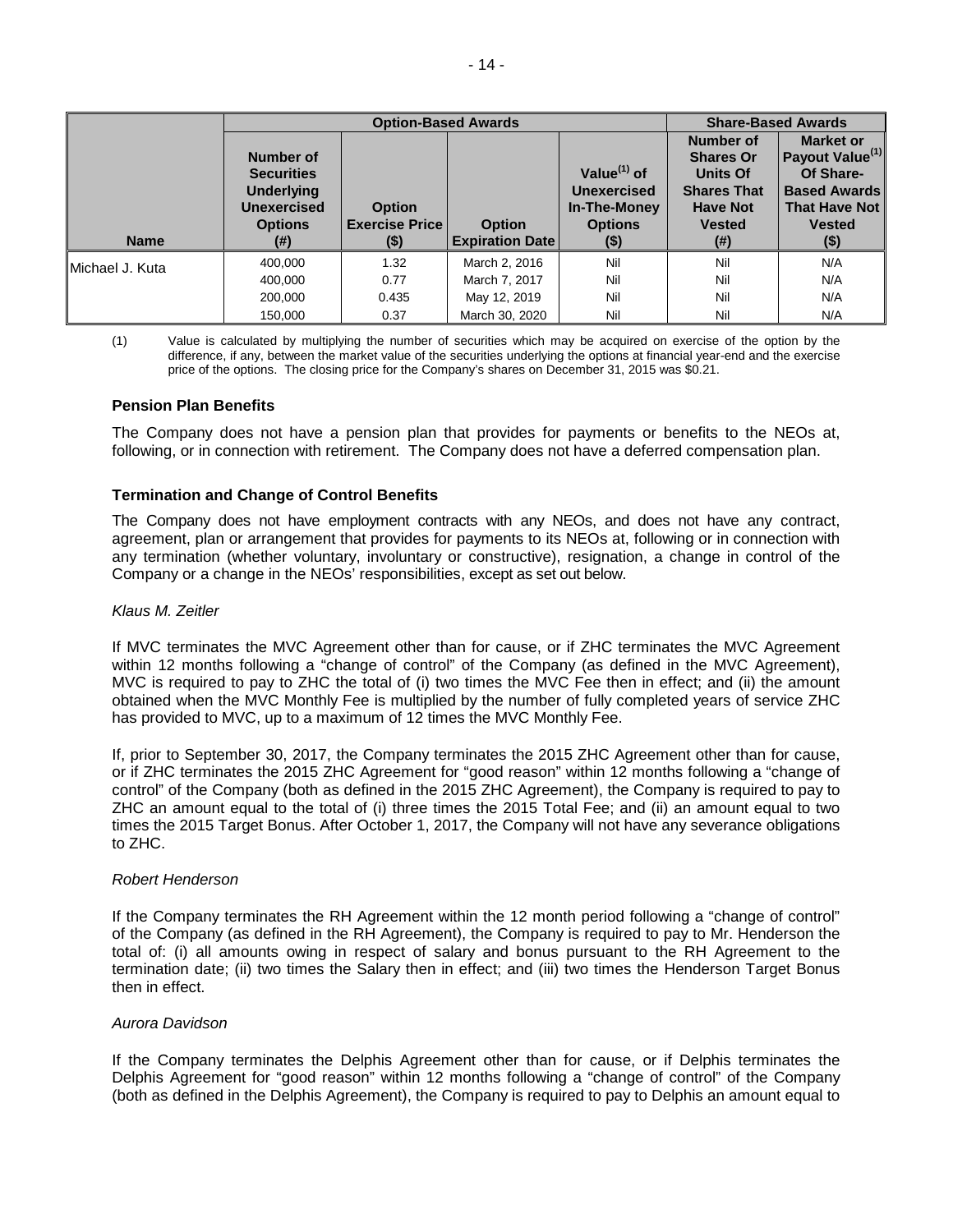| Name | Option-Based Awards | | | | Share-Based Awards | |
|---|---|---|---|---|---|---|
| | Number of Securities Underlying Unexercised Options (#) | Option Exercise Price ($) | Option Expiration Date | Value[(1)] of Unexercised In-The-Money Options ($) | Number of Shares Or Units Of Shares That Have Not Vested (#) | Market or Payout Value[(1)] Of Share-Based Awards That Have Not Vested ($) |
| Michael J. Kuta | 400,000 | 1.32 | March 2, 2016 | Nil | Nil | N/A |
| | 400,000 | 0.77 | March 7, 2017 | Nil | Nil | N/A |
| | 200,000 | 0.435 | May 12, 2019 | Nil | Nil | N/A |
| | 150,000 | 0.37 | March 30, 2020 | Nil | Nil | N/A |

(1) Value is calculated by multiplying the number of securities which may be acquired on exercise of the option by the difference, if any, between the market value of the securities underlying the options at financial year-end and the exercise price of the options. The closing price for the Company's shares on December 31, 2015 was $0.21.

### Pension Plan Benefits

The Company does not have a pension plan that provides for payments or benefits to the NEOs at, following, or in connection with retirement. The Company does not have a deferred compensation plan.

### Termination and Change of Control Benefits

The Company does not have employment contracts with any NEOs, and does not have any contract, agreement, plan or arrangement that provides for payments to its NEOs at, following or in connection with any termination (whether voluntary, involuntary or constructive), resignation, a change in control of the Company or a change in the NEOs' responsibilities, except as set out below.

*Klaus M. Zeitler*

If MVC terminates the MVC Agreement other than for cause, or if ZHC terminates the MVC Agreement within 12 months following a "change of control" of the Company (as defined in the MVC Agreement), MVC is required to pay to ZHC the total of (i) two times the MVC Fee then in effect; and (ii) the amount obtained when the MVC Monthly Fee is multiplied by the number of fully completed years of service ZHC has provided to MVC, up to a maximum of 12 times the MVC Monthly Fee.

If, prior to September 30, 2017, the Company terminates the 2015 ZHC Agreement other than for cause, or if ZHC terminates the 2015 ZHC Agreement for "good reason" within 12 months following a "change of control" of the Company (both as defined in the 2015 ZHC Agreement), the Company is required to pay to ZHC an amount equal to the total of (i) three times the 2015 Total Fee; and (ii) an amount equal to two times the 2015 Target Bonus. After October 1, 2017, the Company will not have any severance obligations to ZHC.

*Robert Henderson*

If the Company terminates the RH Agreement within the 12 month period following a "change of control" of the Company (as defined in the RH Agreement), the Company is required to pay to Mr. Henderson the total of: (i) all amounts owing in respect of salary and bonus pursuant to the RH Agreement to the termination date; (ii) two times the Salary then in effect; and (iii) two times the Henderson Target Bonus then in effect.

*Aurora Davidson*

If the Company terminates the Delphis Agreement other than for cause, or if Delphis terminates the Delphis Agreement for "good reason" within 12 months following a "change of control" of the Company (both as defined in the Delphis Agreement), the Company is required to pay to Delphis an amount equal to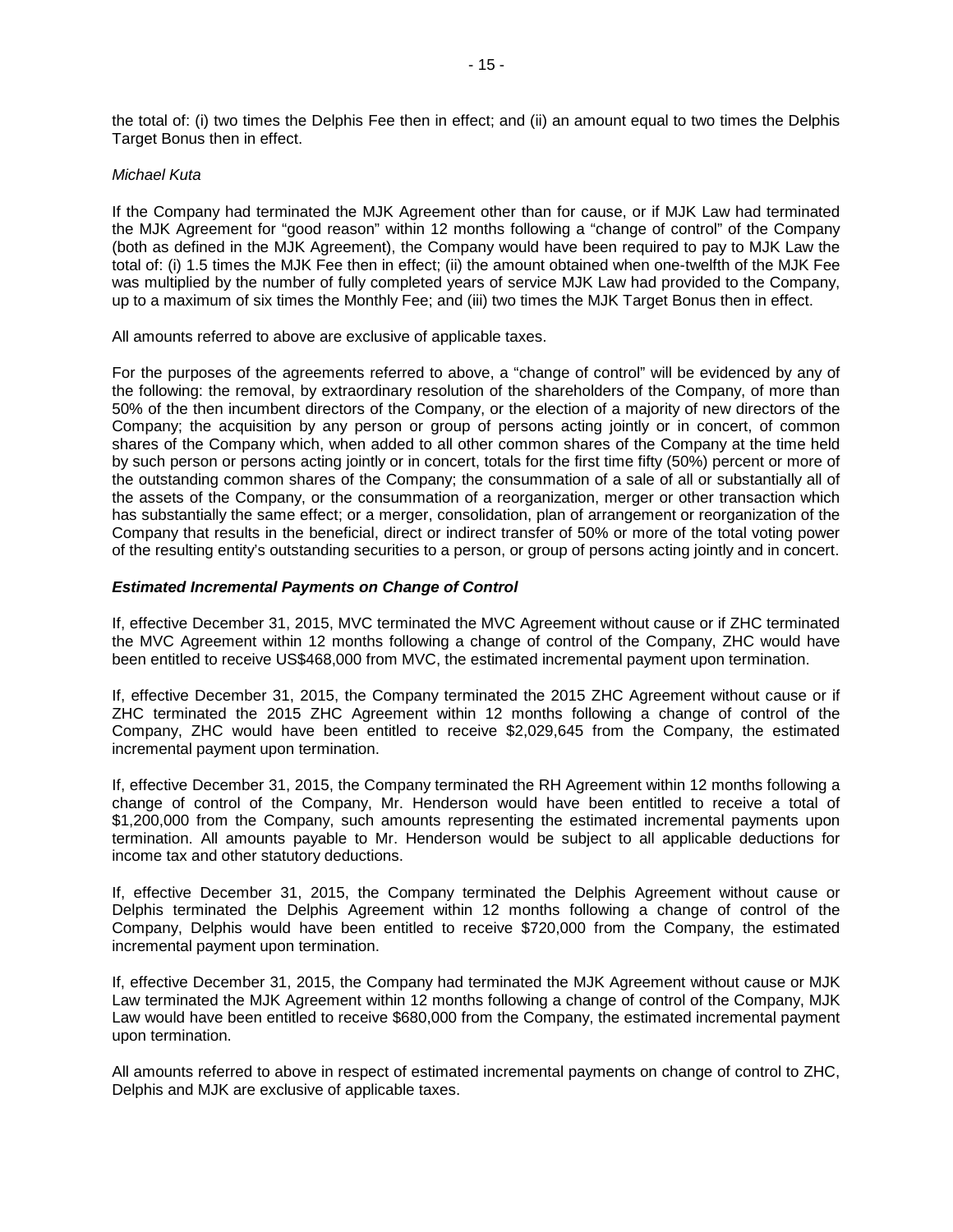the total of: (i) two times the Delphis Fee then in effect; and (ii) an amount equal to two times the Delphis Target Bonus then in effect.

*Michael Kuta*

If the Company had terminated the MJK Agreement other than for cause, or if MJK Law had terminated the MJK Agreement for "good reason" within 12 months following a "change of control" of the Company (both as defined in the MJK Agreement), the Company would have been required to pay to MJK Law the total of: (i) 1.5 times the MJK Fee then in effect; (ii) the amount obtained when one-twelfth of the MJK Fee was multiplied by the number of fully completed years of service MJK Law had provided to the Company, up to a maximum of six times the Monthly Fee; and (iii) two times the MJK Target Bonus then in effect.

All amounts referred to above are exclusive of applicable taxes.

For the purposes of the agreements referred to above, a "change of control" will be evidenced by any of the following: the removal, by extraordinary resolution of the shareholders of the Company, of more than 50% of the then incumbent directors of the Company, or the election of a majority of new directors of the Company; the acquisition by any person or group of persons acting jointly or in concert, of common shares of the Company which, when added to all other common shares of the Company at the time held by such person or persons acting jointly or in concert, totals for the first time fifty (50%) percent or more of the outstanding common shares of the Company; the consummation of a sale of all or substantially all of the assets of the Company, or the consummation of a reorganization, merger or other transaction which has substantially the same effect; or a merger, consolidation, plan of arrangement or reorganization of the Company that results in the beneficial, direct or indirect transfer of 50% or more of the total voting power of the resulting entity's outstanding securities to a person, or group of persons acting jointly and in concert.

***Estimated Incremental Payments on Change of Control***

If, effective December 31, 2015, MVC terminated the MVC Agreement without cause or if ZHC terminated the MVC Agreement within 12 months following a change of control of the Company, ZHC would have been entitled to receive US$468,000 from MVC, the estimated incremental payment upon termination.

If, effective December 31, 2015, the Company terminated the 2015 ZHC Agreement without cause or if ZHC terminated the 2015 ZHC Agreement within 12 months following a change of control of the Company, ZHC would have been entitled to receive $2,029,645 from the Company, the estimated incremental payment upon termination.

If, effective December 31, 2015, the Company terminated the RH Agreement within 12 months following a change of control of the Company, Mr. Henderson would have been entitled to receive a total of $1,200,000 from the Company, such amounts representing the estimated incremental payments upon termination. All amounts payable to Mr. Henderson would be subject to all applicable deductions for income tax and other statutory deductions.

If, effective December 31, 2015, the Company terminated the Delphis Agreement without cause or Delphis terminated the Delphis Agreement within 12 months following a change of control of the Company, Delphis would have been entitled to receive $720,000 from the Company, the estimated incremental payment upon termination.

If, effective December 31, 2015, the Company had terminated the MJK Agreement without cause or MJK Law terminated the MJK Agreement within 12 months following a change of control of the Company, MJK Law would have been entitled to receive $680,000 from the Company, the estimated incremental payment upon termination.

All amounts referred to above in respect of estimated incremental payments on change of control to ZHC, Delphis and MJK are exclusive of applicable taxes.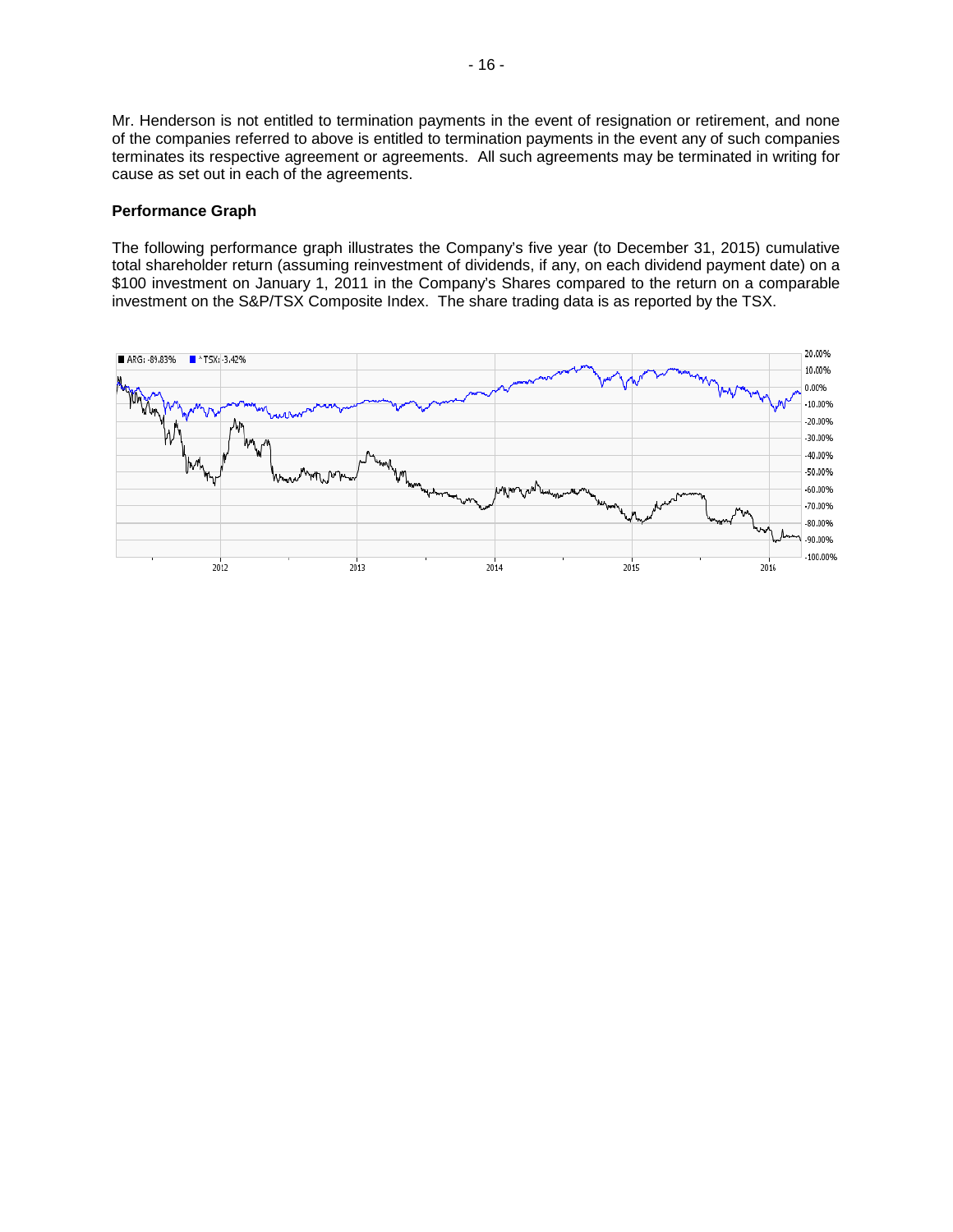Mr. Henderson is not entitled to termination payments in the event of resignation or retirement, and none of the companies referred to above is entitled to termination payments in the event any of such companies terminates its respective agreement or agreements. All such agreements may be terminated in writing for cause as set out in each of the agreements.

**Performance Graph**

The following performance graph illustrates the Company's five year (to December 31, 2015) cumulative total shareholder return (assuming reinvestment of dividends, if any, on each dividend payment date) on a $100 investment on January 1, 2011 in the Company's Shares compared to the return on a comparable investment on the S&P/TSX Composite Index. The share trading data is as reported by the TSX.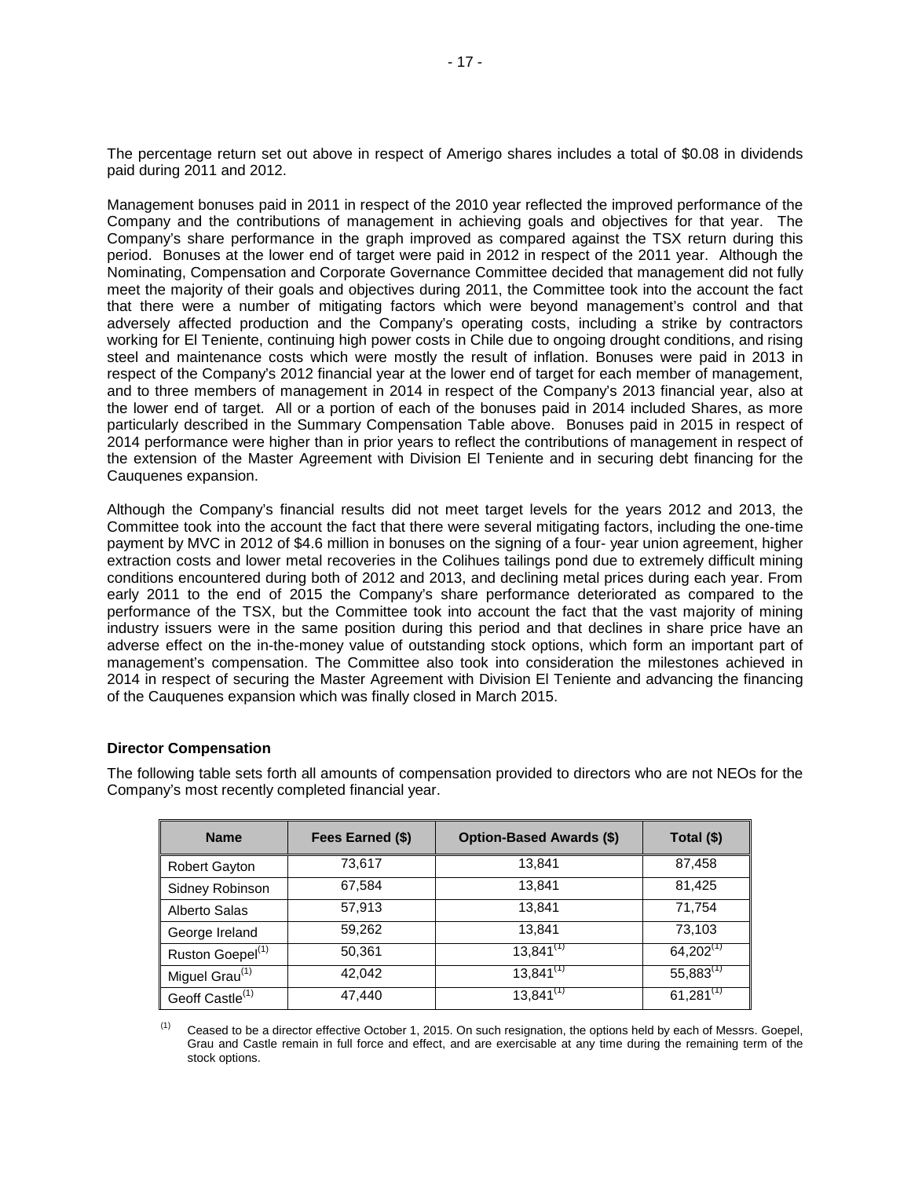The percentage return set out above in respect of Amerigo shares includes a total of $0.08 in dividends paid during 2011 and 2012.

Management bonuses paid in 2011 in respect of the 2010 year reflected the improved performance of the Company and the contributions of management in achieving goals and objectives for that year. The Company's share performance in the graph improved as compared against the TSX return during this period. Bonuses at the lower end of target were paid in 2012 in respect of the 2011 year. Although the Nominating, Compensation and Corporate Governance Committee decided that management did not fully meet the majority of their goals and objectives during 2011, the Committee took into the account the fact that there were a number of mitigating factors which were beyond management's control and that adversely affected production and the Company's operating costs, including a strike by contractors working for El Teniente, continuing high power costs in Chile due to ongoing drought conditions, and rising steel and maintenance costs which were mostly the result of inflation. Bonuses were paid in 2013 in respect of the Company's 2012 financial year at the lower end of target for each member of management, and to three members of management in 2014 in respect of the Company's 2013 financial year, also at the lower end of target. All or a portion of each of the bonuses paid in 2014 included Shares, as more particularly described in the Summary Compensation Table above. Bonuses paid in 2015 in respect of 2014 performance were higher than in prior years to reflect the contributions of management in respect of the extension of the Master Agreement with Division El Teniente and in securing debt financing for the Cauquenes expansion.

Although the Company's financial results did not meet target levels for the years 2012 and 2013, the Committee took into the account the fact that there were several mitigating factors, including the one-time payment by MVC in 2012 of $4.6 million in bonuses on the signing of a four- year union agreement, higher extraction costs and lower metal recoveries in the Colihues tailings pond due to extremely difficult mining conditions encountered during both of 2012 and 2013, and declining metal prices during each year. From early 2011 to the end of 2015 the Company's share performance deteriorated as compared to the performance of the TSX, but the Committee took into account the fact that the vast majority of mining industry issuers were in the same position during this period and that declines in share price have an adverse effect on the in-the-money value of outstanding stock options, which form an important part of management's compensation. The Committee also took into consideration the milestones achieved in 2014 in respect of securing the Master Agreement with Division El Teniente and advancing the financing of the Cauquenes expansion which was finally closed in March 2015.

**Director Compensation**

The following table sets forth all amounts of compensation provided to directors who are not NEOs for the Company's most recently completed financial year.

| Name | Fees Earned ($) | Option-Based Awards ($) | Total ($) |
|---|---|---|---|
| Robert Gayton | 73,617 | 13,841 | 87,458 |
| Sidney Robinson | 67,584 | 13,841 | 81,425 |
| Alberto Salas | 57,913 | 13,841 | 71,754 |
| George Ireland | 59,262 | 13,841 | 73,103 |
| Ruston Goepel[(1)] | 50,361 | 13,841[(1)] | 64,202[(1)] |
| Miguel Grau[(1)] | 42,042 | 13,841[(1)] | 55,883[(1)] |
| Geoff Castle[(1)] | 47,440 | 13,841[(1)] | 61,281[(1)] |

(1) Ceased to be a director effective October 1, 2015. On such resignation, the options held by each of Messrs. Goepel, Grau and Castle remain in full force and effect, and are exercisable at any time during the remaining term of the stock options.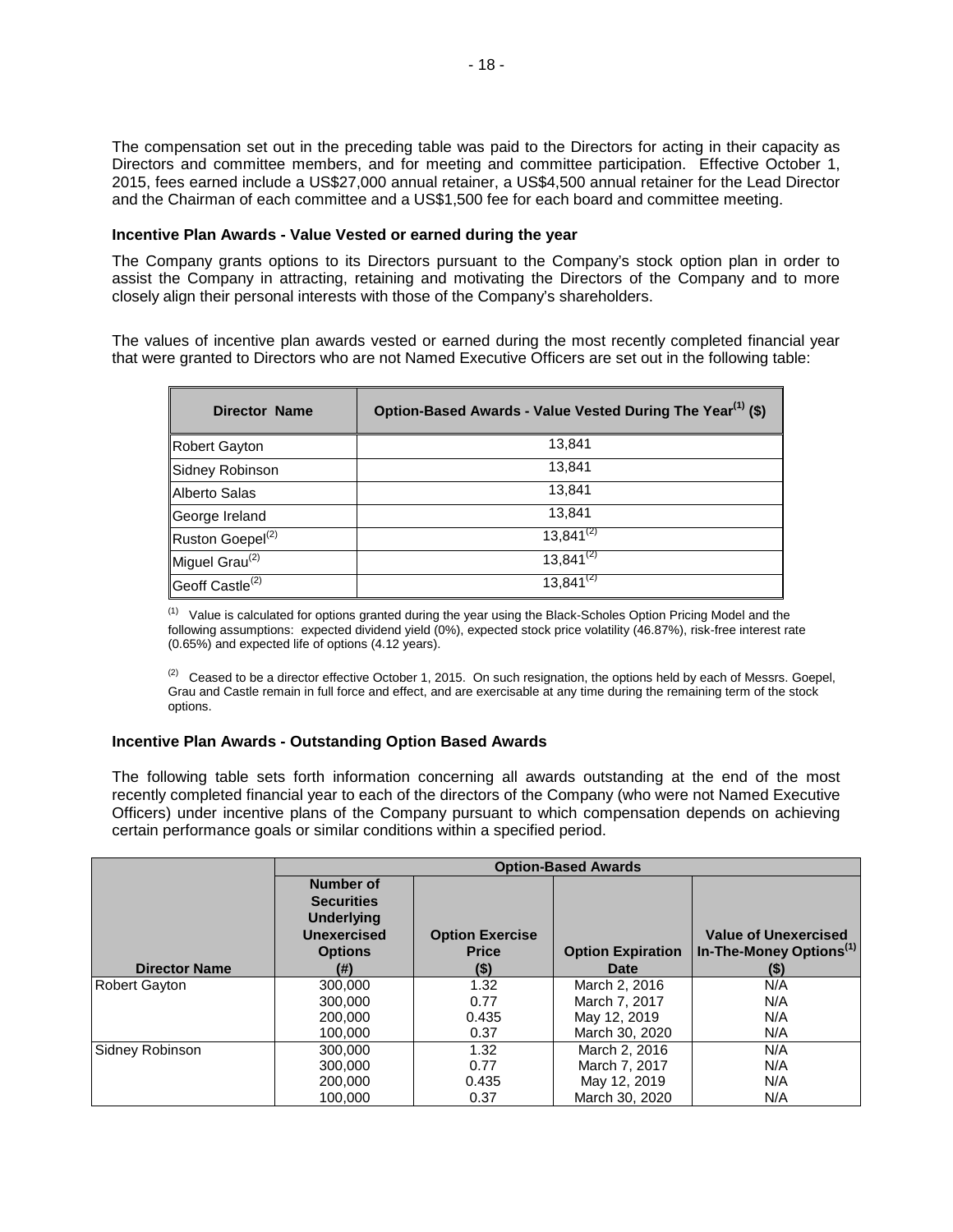The compensation set out in the preceding table was paid to the Directors for acting in their capacity as Directors and committee members, and for meeting and committee participation. Effective October 1, 2015, fees earned include a US$27,000 annual retainer, a US$4,500 annual retainer for the Lead Director and the Chairman of each committee and a US$1,500 fee for each board and committee meeting.

### Incentive Plan Awards - Value Vested or earned during the year

The Company grants options to its Directors pursuant to the Company's stock option plan in order to assist the Company in attracting, retaining and motivating the Directors of the Company and to more closely align their personal interests with those of the Company's shareholders.

The values of incentive plan awards vested or earned during the most recently completed financial year that were granted to Directors who are not Named Executive Officers are set out in the following table:

| Director Name | Option-Based Awards - Value Vested During The Year[1] ($) |
|---|---|
| Robert Gayton | 13,841 |
| Sidney Robinson | 13,841 |
| Alberto Salas | 13,841 |
| George Ireland | 13,841 |
| Ruston Goepel[2] | 13,841[2] |
| Miguel Grau[2] | 13,841[2] |
| Geoff Castle[2] | 13,841[2] |

[1] Value is calculated for options granted during the year using the Black-Scholes Option Pricing Model and the following assumptions: expected dividend yield (0%), expected stock price volatility (46.87%), risk-free interest rate (0.65%) and expected life of options (4.12 years).

[2] Ceased to be a director effective October 1, 2015. On such resignation, the options held by each of Messrs. Goepel, Grau and Castle remain in full force and effect, and are exercisable at any time during the remaining term of the stock options.

### Incentive Plan Awards - Outstanding Option Based Awards

The following table sets forth information concerning all awards outstanding at the end of the most recently completed financial year to each of the directors of the Company (who were not Named Executive Officers) under incentive plans of the Company pursuant to which compensation depends on achieving certain performance goals or similar conditions within a specified period.

| | Option-Based Awards | | | |
|---|---|---|---|---|
| Director Name | Number of Securities Underlying Unexercised Options (#) | Option Exercise Price ($) | Option Expiration Date | Value of Unexercised In-The-Money Options[1] ($) |
| Robert Gayton | 300,000 | 1.32 | March 2, 2016 | N/A |
| | 300,000 | 0.77 | March 7, 2017 | N/A |
| | 200,000 | 0.435 | May 12, 2019 | N/A |
| | 100,000 | 0.37 | March 30, 2020 | N/A |
| Sidney Robinson | 300,000 | 1.32 | March 2, 2016 | N/A |
| | 300,000 | 0.77 | March 7, 2017 | N/A |
| | 200,000 | 0.435 | May 12, 2019 | N/A |
| | 100,000 | 0.37 | March 30, 2020 | N/A |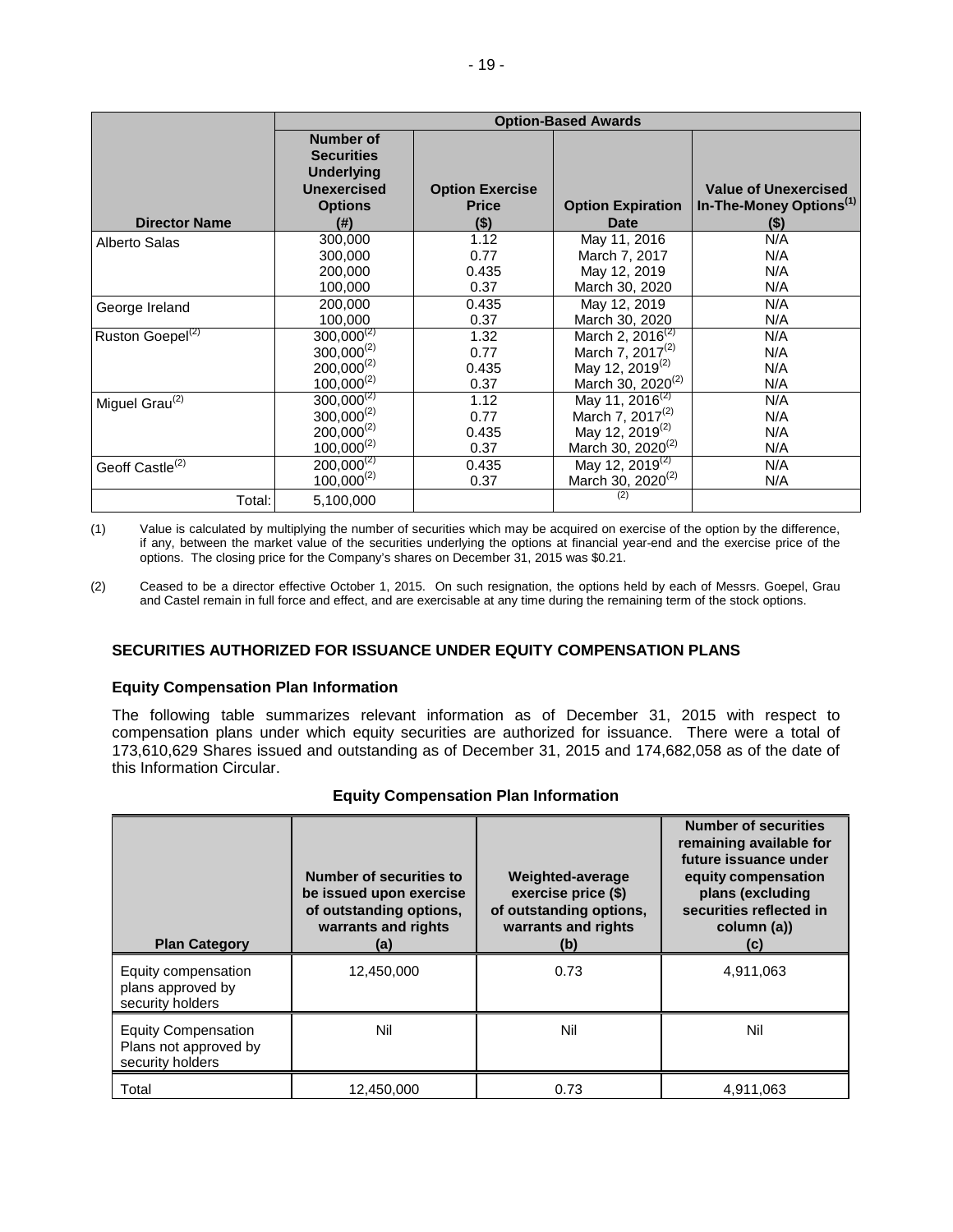| | Option-Based Awards | | | |
|---|---|---|---|---|
| **Director Name** | **Number of Securities Underlying Unexercised Options (#)** | **Option Exercise Price ($)** | **Option Expiration Date** | **Value of Unexercised In-The-Money Options[1] ($)** |
| Alberto Salas | 300,000<br>300,000<br>200,000<br>100,000 | 1.12<br>0.77<br>0.435<br>0.37 | May 11, 2016<br>March 7, 2017<br>May 12, 2019<br>March 30, 2020 | N/A<br>N/A<br>N/A<br>N/A |
| George Ireland | 200,000<br>100,000 | 0.435<br>0.37 | May 12, 2019<br>March 30, 2020 | N/A<br>N/A |
| Ruston Goepel[2] | 300,000[2]<br>300,000[2]<br>200,000[2]<br>100,000[2] | 1.32<br>0.77<br>0.435<br>0.37 | March 2, 2016[2]<br>March 7, 2017[2]<br>May 12, 2019[2]<br>March 30, 2020[2] | N/A<br>N/A<br>N/A<br>N/A |
| Miguel Grau[2] | 300,000[2]<br>300,000[2]<br>200,000[2]<br>100,000[2] | 1.12<br>0.77<br>0.435<br>0.37 | May 11, 2016[2]<br>March 7, 2017[2]<br>May 12, 2019[2]<br>March 30, 2020[2] | N/A<br>N/A<br>N/A<br>N/A |
| Geoff Castle[2] | 200,000[2]<br>100,000[2] | 0.435<br>0.37 | May 12, 2019[2]<br>March 30, 2020[2] | N/A<br>N/A |
| Total: | 5,100,000 | | [2] | |

(1) Value is calculated by multiplying the number of securities which may be acquired on exercise of the option by the difference, if any, between the market value of the securities underlying the options at financial year-end and the exercise price of the options. The closing price for the Company's shares on December 31, 2015 was $0.21.

(2) Ceased to be a director effective October 1, 2015. On such resignation, the options held by each of Messrs. Goepel, Grau and Castel remain in full force and effect, and are exercisable at any time during the remaining term of the stock options.

## SECURITIES AUTHORIZED FOR ISSUANCE UNDER EQUITY COMPENSATION PLANS

### Equity Compensation Plan Information

The following table summarizes relevant information as of December 31, 2015 with respect to compensation plans under which equity securities are authorized for issuance. There were a total of 173,610,629 Shares issued and outstanding as of December 31, 2015 and 174,682,058 as of the date of this Information Circular.

**Equity Compensation Plan Information**

| Plan Category | Number of securities to be issued upon exercise of outstanding options, warrants and rights (a) | Weighted-average exercise price ($) of outstanding options, warrants and rights (b) | Number of securities remaining available for future issuance under equity compensation plans (excluding securities reflected in column (a)) (c) |
|---|---|---|---|
| Equity compensation plans approved by security holders | 12,450,000 | 0.73 | 4,911,063 |
| Equity Compensation Plans not approved by security holders | Nil | Nil | Nil |
| Total | 12,450,000 | 0.73 | 4,911,063 |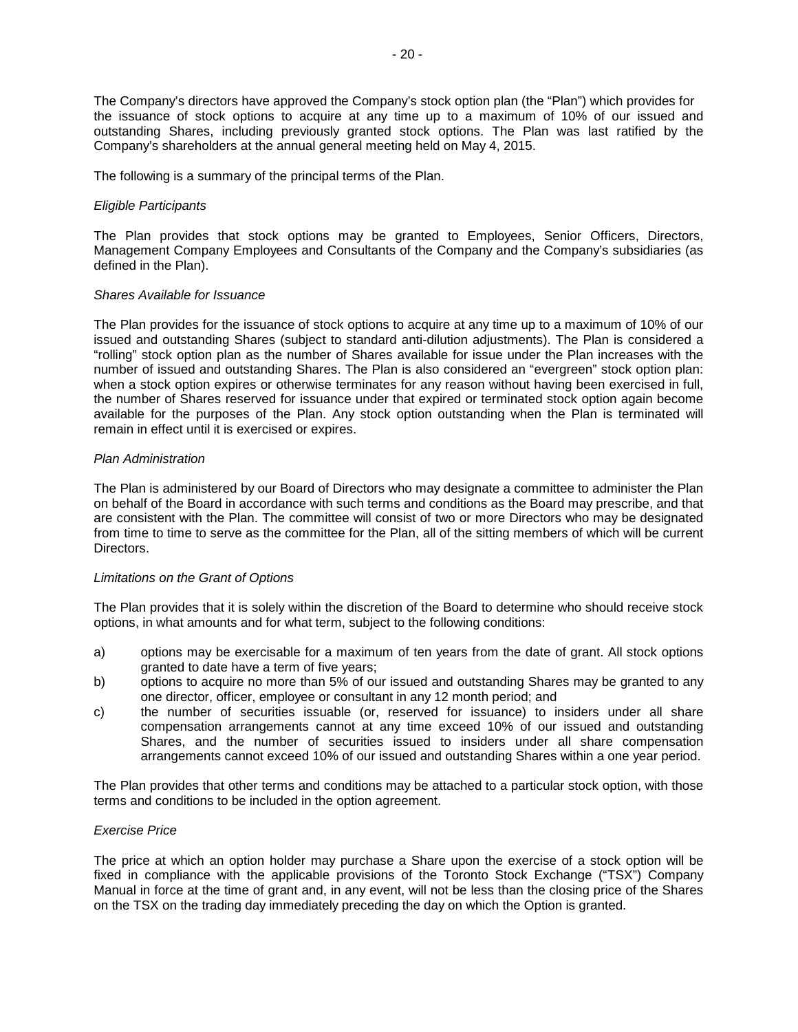The Company's directors have approved the Company's stock option plan (the "Plan") which provides for the issuance of stock options to acquire at any time up to a maximum of 10% of our issued and outstanding Shares, including previously granted stock options. The Plan was last ratified by the Company's shareholders at the annual general meeting held on May 4, 2015.

The following is a summary of the principal terms of the Plan.

*Eligible Participants*

The Plan provides that stock options may be granted to Employees, Senior Officers, Directors, Management Company Employees and Consultants of the Company and the Company's subsidiaries (as defined in the Plan).

*Shares Available for Issuance*

The Plan provides for the issuance of stock options to acquire at any time up to a maximum of 10% of our issued and outstanding Shares (subject to standard anti-dilution adjustments). The Plan is considered a "rolling" stock option plan as the number of Shares available for issue under the Plan increases with the number of issued and outstanding Shares. The Plan is also considered an "evergreen" stock option plan: when a stock option expires or otherwise terminates for any reason without having been exercised in full, the number of Shares reserved for issuance under that expired or terminated stock option again become available for the purposes of the Plan. Any stock option outstanding when the Plan is terminated will remain in effect until it is exercised or expires.

*Plan Administration*

The Plan is administered by our Board of Directors who may designate a committee to administer the Plan on behalf of the Board in accordance with such terms and conditions as the Board may prescribe, and that are consistent with the Plan. The committee will consist of two or more Directors who may be designated from time to time to serve as the committee for the Plan, all of the sitting members of which will be current Directors.

*Limitations on the Grant of Options*

The Plan provides that it is solely within the discretion of the Board to determine who should receive stock options, in what amounts and for what term, subject to the following conditions:

a) options may be exercisable for a maximum of ten years from the date of grant. All stock options granted to date have a term of five years;

b) options to acquire no more than 5% of our issued and outstanding Shares may be granted to any one director, officer, employee or consultant in any 12 month period; and

c) the number of securities issuable (or, reserved for issuance) to insiders under all share compensation arrangements cannot at any time exceed 10% of our issued and outstanding Shares, and the number of securities issued to insiders under all share compensation arrangements cannot exceed 10% of our issued and outstanding Shares within a one year period.

The Plan provides that other terms and conditions may be attached to a particular stock option, with those terms and conditions to be included in the option agreement.

*Exercise Price*

The price at which an option holder may purchase a Share upon the exercise of a stock option will be fixed in compliance with the applicable provisions of the Toronto Stock Exchange ("TSX") Company Manual in force at the time of grant and, in any event, will not be less than the closing price of the Shares on the TSX on the trading day immediately preceding the day on which the Option is granted.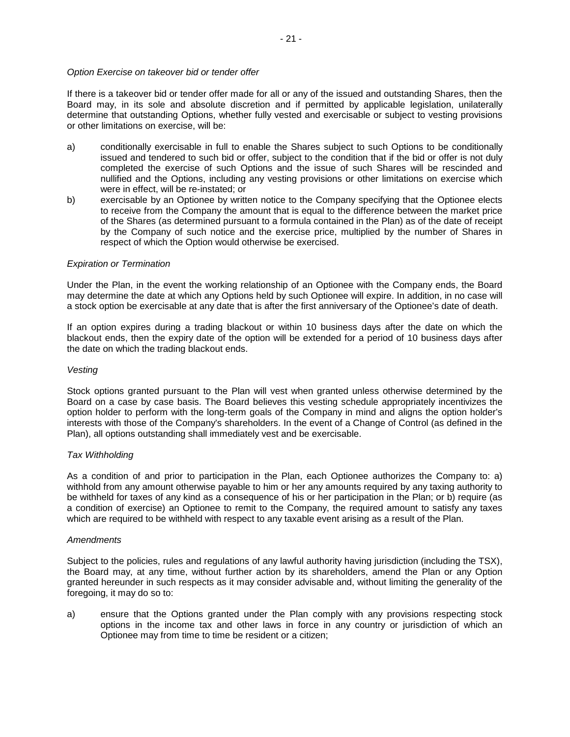*Option Exercise on takeover bid or tender offer*

If there is a takeover bid or tender offer made for all or any of the issued and outstanding Shares, then the Board may, in its sole and absolute discretion and if permitted by applicable legislation, unilaterally determine that outstanding Options, whether fully vested and exercisable or subject to vesting provisions or other limitations on exercise, will be:

a) conditionally exercisable in full to enable the Shares subject to such Options to be conditionally issued and tendered to such bid or offer, subject to the condition that if the bid or offer is not duly completed the exercise of such Options and the issue of such Shares will be rescinded and nullified and the Options, including any vesting provisions or other limitations on exercise which were in effect, will be re-instated; or
b) exercisable by an Optionee by written notice to the Company specifying that the Optionee elects to receive from the Company the amount that is equal to the difference between the market price of the Shares (as determined pursuant to a formula contained in the Plan) as of the date of receipt by the Company of such notice and the exercise price, multiplied by the number of Shares in respect of which the Option would otherwise be exercised.

*Expiration or Termination*

Under the Plan, in the event the working relationship of an Optionee with the Company ends, the Board may determine the date at which any Options held by such Optionee will expire. In addition, in no case will a stock option be exercisable at any date that is after the first anniversary of the Optionee's date of death.

If an option expires during a trading blackout or within 10 business days after the date on which the blackout ends, then the expiry date of the option will be extended for a period of 10 business days after the date on which the trading blackout ends.

*Vesting*

Stock options granted pursuant to the Plan will vest when granted unless otherwise determined by the Board on a case by case basis. The Board believes this vesting schedule appropriately incentivizes the option holder to perform with the long-term goals of the Company in mind and aligns the option holder's interests with those of the Company's shareholders. In the event of a Change of Control (as defined in the Plan), all options outstanding shall immediately vest and be exercisable.

*Tax Withholding*

As a condition of and prior to participation in the Plan, each Optionee authorizes the Company to: a) withhold from any amount otherwise payable to him or her any amounts required by any taxing authority to be withheld for taxes of any kind as a consequence of his or her participation in the Plan; or b) require (as a condition of exercise) an Optionee to remit to the Company, the required amount to satisfy any taxes which are required to be withheld with respect to any taxable event arising as a result of the Plan.

*Amendments*

Subject to the policies, rules and regulations of any lawful authority having jurisdiction (including the TSX), the Board may, at any time, without further action by its shareholders, amend the Plan or any Option granted hereunder in such respects as it may consider advisable and, without limiting the generality of the foregoing, it may do so to:

a) ensure that the Options granted under the Plan comply with any provisions respecting stock options in the income tax and other laws in force in any country or jurisdiction of which an Optionee may from time to time be resident or a citizen;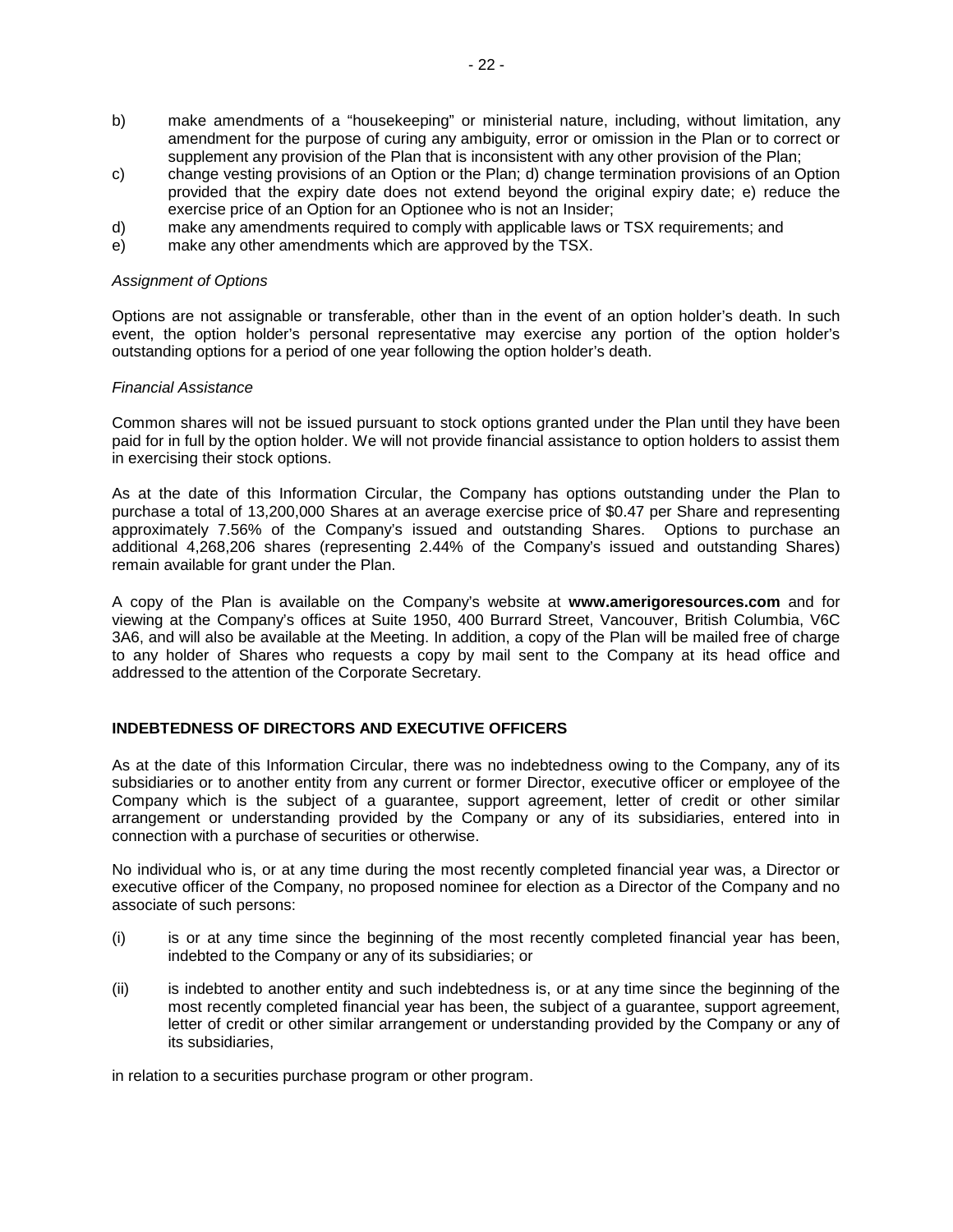b) make amendments of a "housekeeping" or ministerial nature, including, without limitation, any amendment for the purpose of curing any ambiguity, error or omission in the Plan or to correct or supplement any provision of the Plan that is inconsistent with any other provision of the Plan;

c) change vesting provisions of an Option or the Plan; d) change termination provisions of an Option provided that the expiry date does not extend beyond the original expiry date; e) reduce the exercise price of an Option for an Optionee who is not an Insider;

d) make any amendments required to comply with applicable laws or TSX requirements; and

e) make any other amendments which are approved by the TSX.

*Assignment of Options*

Options are not assignable or transferable, other than in the event of an option holder's death. In such event, the option holder's personal representative may exercise any portion of the option holder's outstanding options for a period of one year following the option holder's death.

*Financial Assistance*

Common shares will not be issued pursuant to stock options granted under the Plan until they have been paid for in full by the option holder. We will not provide financial assistance to option holders to assist them in exercising their stock options.

As at the date of this Information Circular, the Company has options outstanding under the Plan to purchase a total of 13,200,000 Shares at an average exercise price of $0.47 per Share and representing approximately 7.56% of the Company's issued and outstanding Shares. Options to purchase an additional 4,268,206 shares (representing 2.44% of the Company's issued and outstanding Shares) remain available for grant under the Plan.

A copy of the Plan is available on the Company's website at **www.amerigoresources.com** and for viewing at the Company's offices at Suite 1950, 400 Burrard Street, Vancouver, British Columbia, V6C 3A6, and will also be available at the Meeting. In addition, a copy of the Plan will be mailed free of charge to any holder of Shares who requests a copy by mail sent to the Company at its head office and addressed to the attention of the Corporate Secretary.

## INDEBTEDNESS OF DIRECTORS AND EXECUTIVE OFFICERS

As at the date of this Information Circular, there was no indebtedness owing to the Company, any of its subsidiaries or to another entity from any current or former Director, executive officer or employee of the Company which is the subject of a guarantee, support agreement, letter of credit or other similar arrangement or understanding provided by the Company or any of its subsidiaries, entered into in connection with a purchase of securities or otherwise.

No individual who is, or at any time during the most recently completed financial year was, a Director or executive officer of the Company, no proposed nominee for election as a Director of the Company and no associate of such persons:

(i) is or at any time since the beginning of the most recently completed financial year has been, indebted to the Company or any of its subsidiaries; or

(ii) is indebted to another entity and such indebtedness is, or at any time since the beginning of the most recently completed financial year has been, the subject of a guarantee, support agreement, letter of credit or other similar arrangement or understanding provided by the Company or any of its subsidiaries,

in relation to a securities purchase program or other program.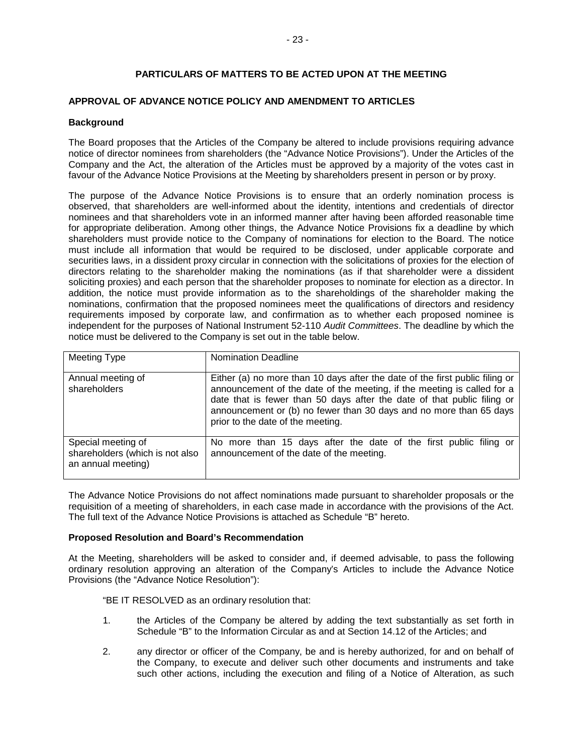## PARTICULARS OF MATTERS TO BE ACTED UPON AT THE MEETING

### APPROVAL OF ADVANCE NOTICE POLICY AND AMENDMENT TO ARTICLES

#### Background

The Board proposes that the Articles of the Company be altered to include provisions requiring advance notice of director nominees from shareholders (the "Advance Notice Provisions"). Under the Articles of the Company and the Act, the alteration of the Articles must be approved by a majority of the votes cast in favour of the Advance Notice Provisions at the Meeting by shareholders present in person or by proxy.

The purpose of the Advance Notice Provisions is to ensure that an orderly nomination process is observed, that shareholders are well-informed about the identity, intentions and credentials of director nominees and that shareholders vote in an informed manner after having been afforded reasonable time for appropriate deliberation. Among other things, the Advance Notice Provisions fix a deadline by which shareholders must provide notice to the Company of nominations for election to the Board. The notice must include all information that would be required to be disclosed, under applicable corporate and securities laws, in a dissident proxy circular in connection with the solicitations of proxies for the election of directors relating to the shareholder making the nominations (as if that shareholder were a dissident soliciting proxies) and each person that the shareholder proposes to nominate for election as a director. In addition, the notice must provide information as to the shareholdings of the shareholder making the nominations, confirmation that the proposed nominees meet the qualifications of directors and residency requirements imposed by corporate law, and confirmation as to whether each proposed nominee is independent for the purposes of National Instrument 52-110 *Audit Committees*. The deadline by which the notice must be delivered to the Company is set out in the table below.

| Meeting Type | Nomination Deadline |
|---|---|
| Annual meeting of shareholders | Either (a) no more than 10 days after the date of the first public filing or announcement of the date of the meeting, if the meeting is called for a date that is fewer than 50 days after the date of that public filing or announcement or (b) no fewer than 30 days and no more than 65 days prior to the date of the meeting. |
| Special meeting of shareholders (which is not also an annual meeting) | No more than 15 days after the date of the first public filing or announcement of the date of the meeting. |

The Advance Notice Provisions do not affect nominations made pursuant to shareholder proposals or the requisition of a meeting of shareholders, in each case made in accordance with the provisions of the Act. The full text of the Advance Notice Provisions is attached as Schedule "B" hereto.

#### Proposed Resolution and Board's Recommendation

At the Meeting, shareholders will be asked to consider and, if deemed advisable, to pass the following ordinary resolution approving an alteration of the Company's Articles to include the Advance Notice Provisions (the "Advance Notice Resolution"):

"BE IT RESOLVED as an ordinary resolution that:

1. the Articles of the Company be altered by adding the text substantially as set forth in Schedule "B" to the Information Circular as and at Section 14.12 of the Articles; and
2. any director or officer of the Company, be and is hereby authorized, for and on behalf of the Company, to execute and deliver such other documents and instruments and take such other actions, including the execution and filing of a Notice of Alteration, as such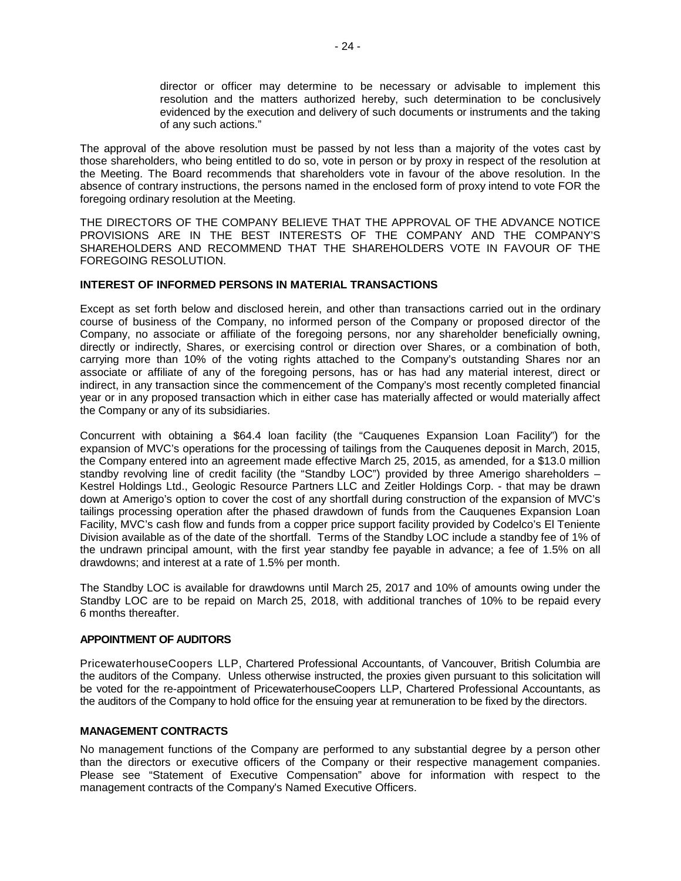director or officer may determine to be necessary or advisable to implement this resolution and the matters authorized hereby, such determination to be conclusively evidenced by the execution and delivery of such documents or instruments and the taking of any such actions."

The approval of the above resolution must be passed by not less than a majority of the votes cast by those shareholders, who being entitled to do so, vote in person or by proxy in respect of the resolution at the Meeting. The Board recommends that shareholders vote in favour of the above resolution. In the absence of contrary instructions, the persons named in the enclosed form of proxy intend to vote FOR the foregoing ordinary resolution at the Meeting.

THE DIRECTORS OF THE COMPANY BELIEVE THAT THE APPROVAL OF THE ADVANCE NOTICE PROVISIONS ARE IN THE BEST INTERESTS OF THE COMPANY AND THE COMPANY'S SHAREHOLDERS AND RECOMMEND THAT THE SHAREHOLDERS VOTE IN FAVOUR OF THE FOREGOING RESOLUTION.

## INTEREST OF INFORMED PERSONS IN MATERIAL TRANSACTIONS

Except as set forth below and disclosed herein, and other than transactions carried out in the ordinary course of business of the Company, no informed person of the Company or proposed director of the Company, no associate or affiliate of the foregoing persons, nor any shareholder beneficially owning, directly or indirectly, Shares, or exercising control or direction over Shares, or a combination of both, carrying more than 10% of the voting rights attached to the Company's outstanding Shares nor an associate or affiliate of any of the foregoing persons, has or has had any material interest, direct or indirect, in any transaction since the commencement of the Company's most recently completed financial year or in any proposed transaction which in either case has materially affected or would materially affect the Company or any of its subsidiaries.

Concurrent with obtaining a $64.4 loan facility (the "Cauquenes Expansion Loan Facility") for the expansion of MVC's operations for the processing of tailings from the Cauquenes deposit in March, 2015, the Company entered into an agreement made effective March 25, 2015, as amended, for a $13.0 million standby revolving line of credit facility (the "Standby LOC") provided by three Amerigo shareholders – Kestrel Holdings Ltd., Geologic Resource Partners LLC and Zeitler Holdings Corp. - that may be drawn down at Amerigo's option to cover the cost of any shortfall during construction of the expansion of MVC's tailings processing operation after the phased drawdown of funds from the Cauquenes Expansion Loan Facility, MVC's cash flow and funds from a copper price support facility provided by Codelco's El Teniente Division available as of the date of the shortfall. Terms of the Standby LOC include a standby fee of 1% of the undrawn principal amount, with the first year standby fee payable in advance; a fee of 1.5% on all drawdowns; and interest at a rate of 1.5% per month.

The Standby LOC is available for drawdowns until March 25, 2017 and 10% of amounts owing under the Standby LOC are to be repaid on March 25, 2018, with additional tranches of 10% to be repaid every 6 months thereafter.

## APPOINTMENT OF AUDITORS

PricewaterhouseCoopers LLP, Chartered Professional Accountants, of Vancouver, British Columbia are the auditors of the Company. Unless otherwise instructed, the proxies given pursuant to this solicitation will be voted for the re-appointment of PricewaterhouseCoopers LLP, Chartered Professional Accountants, as the auditors of the Company to hold office for the ensuing year at remuneration to be fixed by the directors.

## MANAGEMENT CONTRACTS

No management functions of the Company are performed to any substantial degree by a person other than the directors or executive officers of the Company or their respective management companies. Please see "Statement of Executive Compensation" above for information with respect to the management contracts of the Company's Named Executive Officers.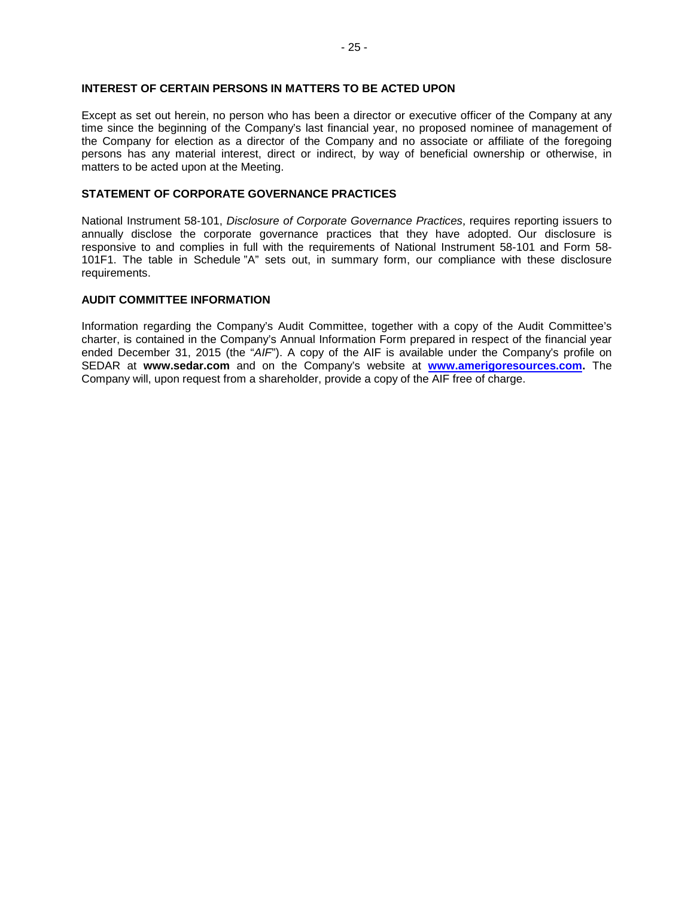## INTEREST OF CERTAIN PERSONS IN MATTERS TO BE ACTED UPON

Except as set out herein, no person who has been a director or executive officer of the Company at any time since the beginning of the Company's last financial year, no proposed nominee of management of the Company for election as a director of the Company and no associate or affiliate of the foregoing persons has any material interest, direct or indirect, by way of beneficial ownership or otherwise, in matters to be acted upon at the Meeting.

## STATEMENT OF CORPORATE GOVERNANCE PRACTICES

National Instrument 58-101, *Disclosure of Corporate Governance Practices*, requires reporting issuers to annually disclose the corporate governance practices that they have adopted. Our disclosure is responsive to and complies in full with the requirements of National Instrument 58-101 and Form 58-101F1. The table in Schedule "A" sets out, in summary form, our compliance with these disclosure requirements.

## AUDIT COMMITTEE INFORMATION

Information regarding the Company's Audit Committee, together with a copy of the Audit Committee's charter, is contained in the Company's Annual Information Form prepared in respect of the financial year ended December 31, 2015 (the "*AIF*"). A copy of the AIF is available under the Company's profile on SEDAR at **www.sedar.com** and on the Company's website at **www.amerigoresources.com.** The Company will, upon request from a shareholder, provide a copy of the AIF free of charge.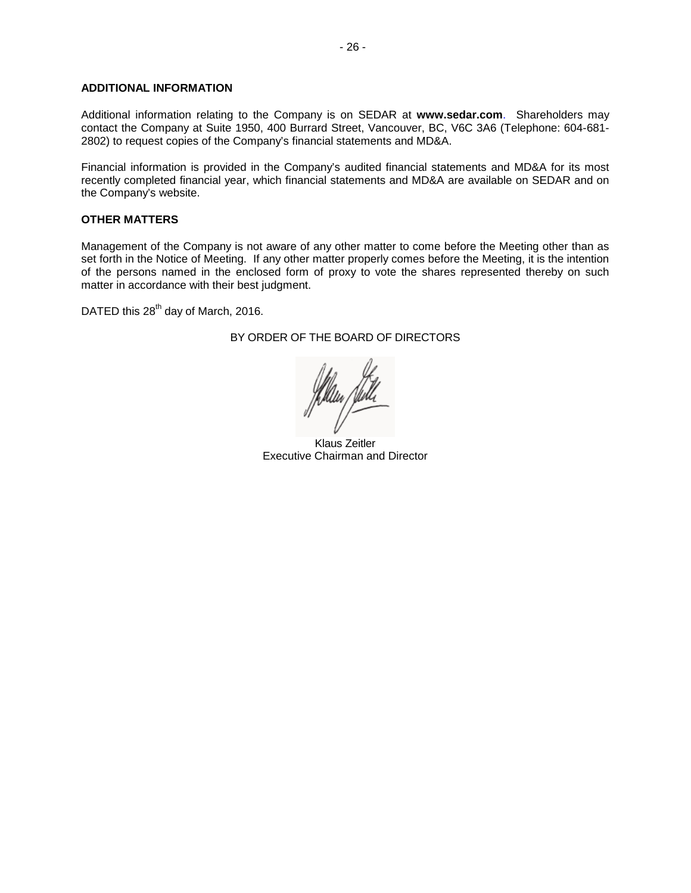## ADDITIONAL INFORMATION

Additional information relating to the Company is on SEDAR at **www.sedar.com**. Shareholders may contact the Company at Suite 1950, 400 Burrard Street, Vancouver, BC, V6C 3A6 (Telephone: 604-681-2802) to request copies of the Company's financial statements and MD&A.

Financial information is provided in the Company's audited financial statements and MD&A for its most recently completed financial year, which financial statements and MD&A are available on SEDAR and on the Company's website.

## OTHER MATTERS

Management of the Company is not aware of any other matter to come before the Meeting other than as set forth in the Notice of Meeting. If any other matter properly comes before the Meeting, it is the intention of the persons named in the enclosed form of proxy to vote the shares represented thereby on such matter in accordance with their best judgment.

DATED this 28th day of March, 2016.

BY ORDER OF THE BOARD OF DIRECTORS

Klaus Zeitler
Executive Chairman and Director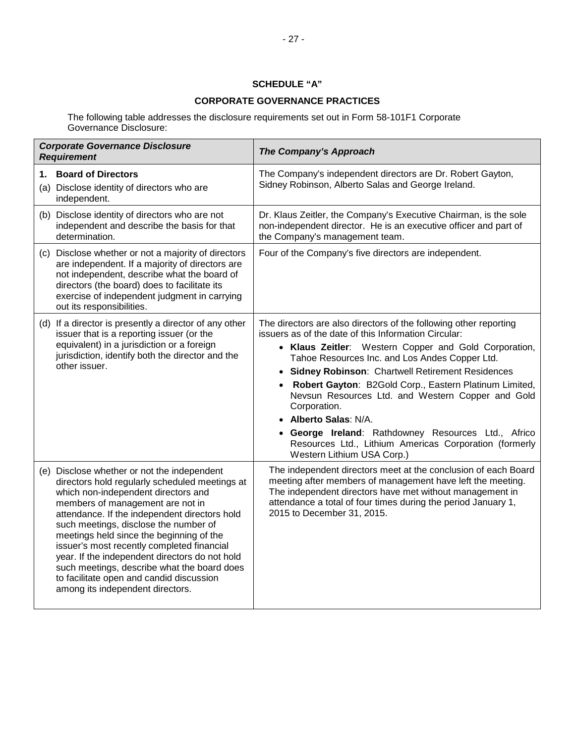**SCHEDULE "A"**

**CORPORATE GOVERNANCE PRACTICES**

The following table addresses the disclosure requirements set out in Form 58-101F1 Corporate Governance Disclosure:

| ***Corporate Governance Disclosure Requirement*** | ***The Company's Approach*** |
|---|---|
| **1. Board of Directors**<br>(a) Disclose identity of directors who are independent. | The Company's independent directors are Dr. Robert Gayton, Sidney Robinson, Alberto Salas and George Ireland. |
| (b) Disclose identity of directors who are not independent and describe the basis for that determination. | Dr. Klaus Zeitler, the Company's Executive Chairman, is the sole non-independent director. He is an executive officer and part of the Company's management team. |
| (c) Disclose whether or not a majority of directors are independent. If a majority of directors are not independent, describe what the board of directors (the board) does to facilitate its exercise of independent judgment in carrying out its responsibilities. | Four of the Company's five directors are independent. |
| (d) If a director is presently a director of any other issuer that is a reporting issuer (or the equivalent) in a jurisdiction or a foreign jurisdiction, identify both the director and the other issuer. | The directors are also directors of the following other reporting issuers as of the date of this Information Circular:<br>• **Klaus Zeitler**: Western Copper and Gold Corporation, Tahoe Resources Inc. and Los Andes Copper Ltd.<br>• **Sidney Robinson**: Chartwell Retirement Residences<br>• **Robert Gayton**: B2Gold Corp., Eastern Platinum Limited, Nevsun Resources Ltd. and Western Copper and Gold Corporation.<br>• **Alberto Salas**: N/A.<br>• **George Ireland**: Rathdowney Resources Ltd., Africo Resources Ltd., Lithium Americas Corporation (formerly Western Lithium USA Corp.) |
| (e) Disclose whether or not the independent directors hold regularly scheduled meetings at which non-independent directors and members of management are not in attendance. If the independent directors hold such meetings, disclose the number of meetings held since the beginning of the issuer's most recently completed financial year. If the independent directors do not hold such meetings, describe what the board does to facilitate open and candid discussion among its independent directors. | The independent directors meet at the conclusion of each Board meeting after members of management have left the meeting. The independent directors have met without management in attendance a total of four times during the period January 1, 2015 to December 31, 2015. |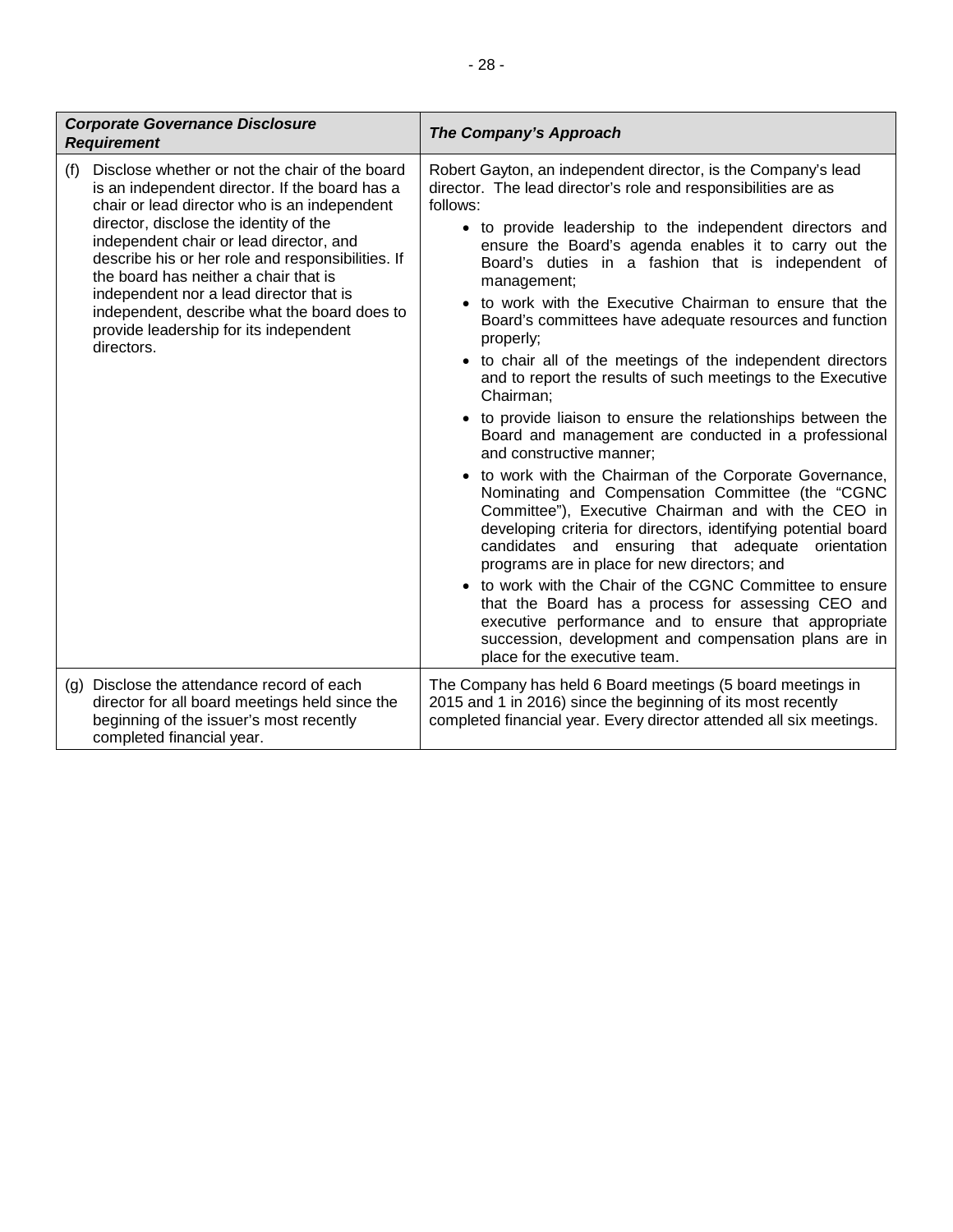| ***Corporate Governance Disclosure Requirement*** | ***The Company's Approach*** |
|---|---|
| (f) Disclose whether or not the chair of the board is an independent director. If the board has a chair or lead director who is an independent director, disclose the identity of the independent chair or lead director, and describe his or her role and responsibilities. If the board has neither a chair that is independent nor a lead director that is independent, describe what the board does to provide leadership for its independent directors. | Robert Gayton, an independent director, is the Company's lead director. The lead director's role and responsibilities are as follows:<br>• to provide leadership to the independent directors and ensure the Board's agenda enables it to carry out the Board's duties in a fashion that is independent of management;<br>• to work with the Executive Chairman to ensure that the Board's committees have adequate resources and function properly;<br>• to chair all of the meetings of the independent directors and to report the results of such meetings to the Executive Chairman;<br>• to provide liaison to ensure the relationships between the Board and management are conducted in a professional and constructive manner;<br>• to work with the Chairman of the Corporate Governance, Nominating and Compensation Committee (the "CGNC Committee"), Executive Chairman and with the CEO in developing criteria for directors, identifying potential board candidates and ensuring that adequate orientation programs are in place for new directors; and<br>• to work with the Chair of the CGNC Committee to ensure that the Board has a process for assessing CEO and executive performance and to ensure that appropriate succession, development and compensation plans are in place for the executive team. |
| (g) Disclose the attendance record of each director for all board meetings held since the beginning of the issuer's most recently completed financial year. | The Company has held 6 Board meetings (5 board meetings in 2015 and 1 in 2016) since the beginning of its most recently completed financial year. Every director attended all six meetings. |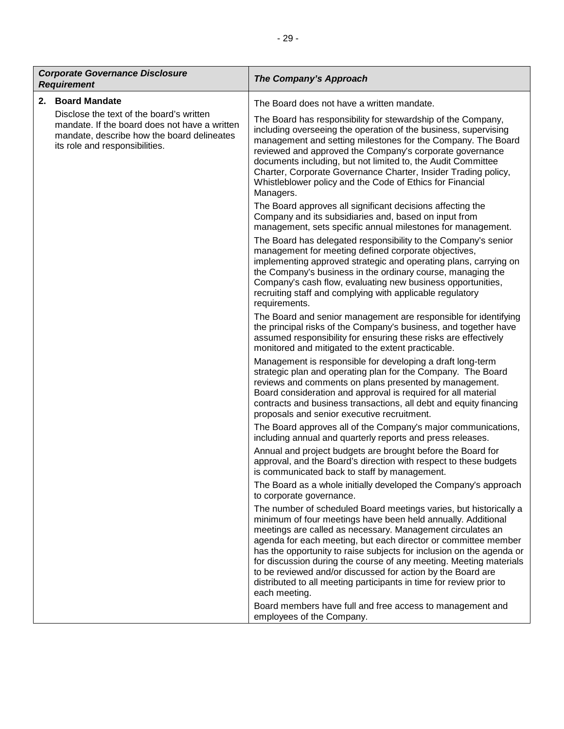| *Corporate Governance Disclosure Requirement* | *The Company's Approach* |
|---|---|
| **2. Board Mandate**<br><br>Disclose the text of the board's written mandate. If the board does not have a written mandate, describe how the board delineates its role and responsibilities. | The Board does not have a written mandate.<br><br>The Board has responsibility for stewardship of the Company, including overseeing the operation of the business, supervising management and setting milestones for the Company. The Board reviewed and approved the Company's corporate governance documents including, but not limited to, the Audit Committee Charter, Corporate Governance Charter, Insider Trading policy, Whistleblower policy and the Code of Ethics for Financial Managers.<br><br>The Board approves all significant decisions affecting the Company and its subsidiaries and, based on input from management, sets specific annual milestones for management.<br><br>The Board has delegated responsibility to the Company's senior management for meeting defined corporate objectives, implementing approved strategic and operating plans, carrying on the Company's business in the ordinary course, managing the Company's cash flow, evaluating new business opportunities, recruiting staff and complying with applicable regulatory requirements.<br><br>The Board and senior management are responsible for identifying the principal risks of the Company's business, and together have assumed responsibility for ensuring these risks are effectively monitored and mitigated to the extent practicable.<br><br>Management is responsible for developing a draft long-term strategic plan and operating plan for the Company. The Board reviews and comments on plans presented by management. Board consideration and approval is required for all material contracts and business transactions, all debt and equity financing proposals and senior executive recruitment.<br><br>The Board approves all of the Company's major communications, including annual and quarterly reports and press releases.<br><br>Annual and project budgets are brought before the Board for approval, and the Board's direction with respect to these budgets is communicated back to staff by management.<br><br>The Board as a whole initially developed the Company's approach to corporate governance.<br><br>The number of scheduled Board meetings varies, but historically a minimum of four meetings have been held annually. Additional meetings are called as necessary. Management circulates an agenda for each meeting, but each director or committee member has the opportunity to raise subjects for inclusion on the agenda or for discussion during the course of any meeting. Meeting materials to be reviewed and/or discussed for action by the Board are distributed to all meeting participants in time for review prior to each meeting.<br><br>Board members have full and free access to management and employees of the Company. |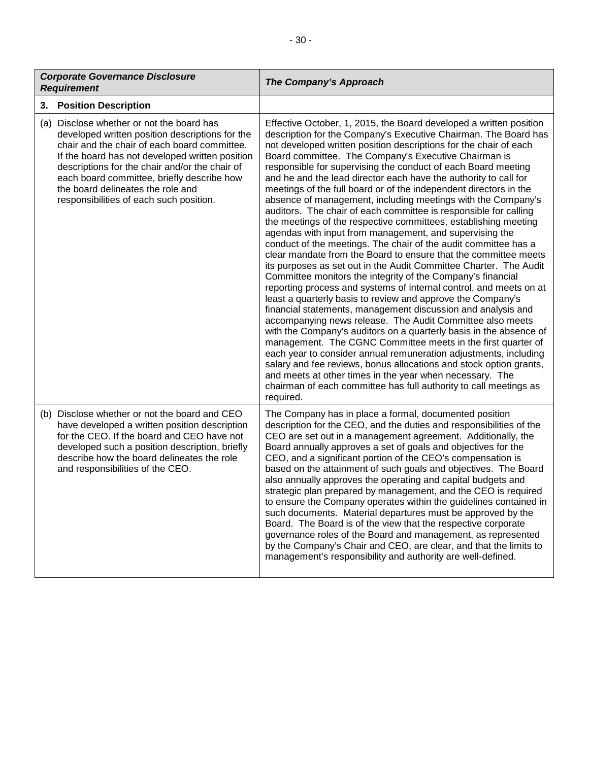| *Corporate Governance Disclosure Requirement* | *The Company's Approach* |
| --- | --- |
| **3. Position Description** | |
| (a) Disclose whether or not the board has developed written position descriptions for the chair and the chair of each board committee. If the board has not developed written position descriptions for the chair and/or the chair of each board committee, briefly describe how the board delineates the role and responsibilities of each such position. | Effective October, 1, 2015, the Board developed a written position description for the Company's Executive Chairman. The Board has not developed written position descriptions for the chair of each Board committee. The Company's Executive Chairman is responsible for supervising the conduct of each Board meeting and he and the lead director each have the authority to call for meetings of the full board or of the independent directors in the absence of management, including meetings with the Company's auditors. The chair of each committee is responsible for calling the meetings of the respective committees, establishing meeting agendas with input from management, and supervising the conduct of the meetings. The chair of the audit committee has a clear mandate from the Board to ensure that the committee meets its purposes as set out in the Audit Committee Charter. The Audit Committee monitors the integrity of the Company's financial reporting process and systems of internal control, and meets on at least a quarterly basis to review and approve the Company's financial statements, management discussion and analysis and accompanying news release. The Audit Committee also meets with the Company's auditors on a quarterly basis in the absence of management. The CGNC Committee meets in the first quarter of each year to consider annual remuneration adjustments, including salary and fee reviews, bonus allocations and stock option grants, and meets at other times in the year when necessary. The chairman of each committee has full authority to call meetings as required. |
| (b) Disclose whether or not the board and CEO have developed a written position description for the CEO. If the board and CEO have not developed such a position description, briefly describe how the board delineates the role and responsibilities of the CEO. | The Company has in place a formal, documented position description for the CEO, and the duties and responsibilities of the CEO are set out in a management agreement. Additionally, the Board annually approves a set of goals and objectives for the CEO, and a significant portion of the CEO's compensation is based on the attainment of such goals and objectives. The Board also annually approves the operating and capital budgets and strategic plan prepared by management, and the CEO is required to ensure the Company operates within the guidelines contained in such documents. Material departures must be approved by the Board. The Board is of the view that the respective corporate governance roles of the Board and management, as represented by the Company's Chair and CEO, are clear, and that the limits to management's responsibility and authority are well-defined. |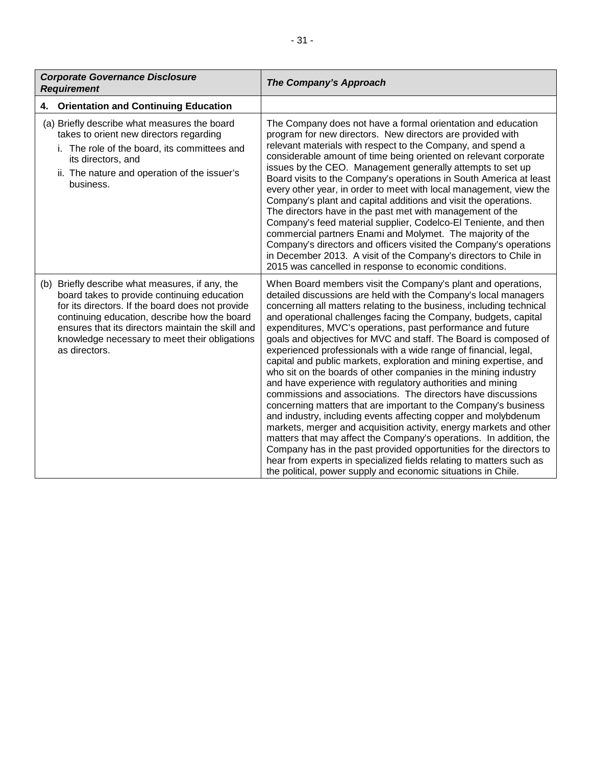| ***Corporate Governance Disclosure Requirement*** | ***The Company's Approach*** |
|---|---|
| **4. Orientation and Continuing Education** | |
| (a) Briefly describe what measures the board takes to orient new directors regarding<br>i. The role of the board, its committees and its directors, and<br>ii. The nature and operation of the issuer's business. | The Company does not have a formal orientation and education program for new directors. New directors are provided with relevant materials with respect to the Company, and spend a considerable amount of time being oriented on relevant corporate issues by the CEO. Management generally attempts to set up Board visits to the Company's operations in South America at least every other year, in order to meet with local management, view the Company's plant and capital additions and visit the operations. The directors have in the past met with management of the Company's feed material supplier, Codelco-El Teniente, and then commercial partners Enami and Molymet. The majority of the Company's directors and officers visited the Company's operations in December 2013. A visit of the Company's directors to Chile in 2015 was cancelled in response to economic conditions. |
| (b) Briefly describe what measures, if any, the board takes to provide continuing education for its directors. If the board does not provide continuing education, describe how the board ensures that its directors maintain the skill and knowledge necessary to meet their obligations as directors. | When Board members visit the Company's plant and operations, detailed discussions are held with the Company's local managers concerning all matters relating to the business, including technical and operational challenges facing the Company, budgets, capital expenditures, MVC's operations, past performance and future goals and objectives for MVC and staff. The Board is composed of experienced professionals with a wide range of financial, legal, capital and public markets, exploration and mining expertise, and who sit on the boards of other companies in the mining industry and have experience with regulatory authorities and mining commissions and associations. The directors have discussions concerning matters that are important to the Company's business and industry, including events affecting copper and molybdenum markets, merger and acquisition activity, energy markets and other matters that may affect the Company's operations. In addition, the Company has in the past provided opportunities for the directors to hear from experts in specialized fields relating to matters such as the political, power supply and economic situations in Chile. |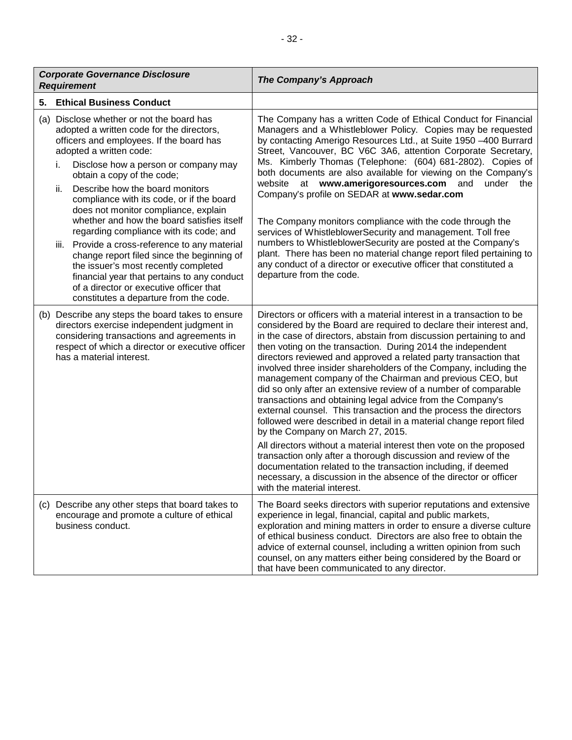| *Corporate Governance Disclosure Requirement* | *The Company's Approach* |
| --- | --- |
| **5. Ethical Business Conduct** | |
| (a) Disclose whether or not the board has adopted a written code for the directors, officers and employees. If the board has adopted a written code:<br>i. Disclose how a person or company may obtain a copy of the code;<br>ii. Describe how the board monitors compliance with its code, or if the board does not monitor compliance, explain whether and how the board satisfies itself regarding compliance with its code; and<br>iii. Provide a cross-reference to any material change report filed since the beginning of the issuer's most recently completed financial year that pertains to any conduct of a director or executive officer that constitutes a departure from the code. | The Company has a written Code of Ethical Conduct for Financial Managers and a Whistleblower Policy. Copies may be requested by contacting Amerigo Resources Ltd., at Suite 1950 –400 Burrard Street, Vancouver, BC V6C 3A6, attention Corporate Secretary, Ms. Kimberly Thomas (Telephone: (604) 681-2802). Copies of both documents are also available for viewing on the Company's website at **www.amerigoresources.com** and under the Company's profile on SEDAR at **www.sedar.com**<br><br>The Company monitors compliance with the code through the services of WhistleblowerSecurity and management. Toll free numbers to WhistleblowerSecurity are posted at the Company's plant. There has been no material change report filed pertaining to any conduct of a director or executive officer that constituted a departure from the code. |
| (b) Describe any steps the board takes to ensure directors exercise independent judgment in considering transactions and agreements in respect of which a director or executive officer has a material interest. | Directors or officers with a material interest in a transaction to be considered by the Board are required to declare their interest and, in the case of directors, abstain from discussion pertaining to and then voting on the transaction. During 2014 the independent directors reviewed and approved a related party transaction that involved three insider shareholders of the Company, including the management company of the Chairman and previous CEO, but did so only after an extensive review of a number of comparable transactions and obtaining legal advice from the Company's external counsel. This transaction and the process the directors followed were described in detail in a material change report filed by the Company on March 27, 2015.<br><br>All directors without a material interest then vote on the proposed transaction only after a thorough discussion and review of the documentation related to the transaction including, if deemed necessary, a discussion in the absence of the director or officer with the material interest. |
| (c) Describe any other steps that board takes to encourage and promote a culture of ethical business conduct. | The Board seeks directors with superior reputations and extensive experience in legal, financial, capital and public markets, exploration and mining matters in order to ensure a diverse culture of ethical business conduct. Directors are also free to obtain the advice of external counsel, including a written opinion from such counsel, on any matters either being considered by the Board or that have been communicated to any director. |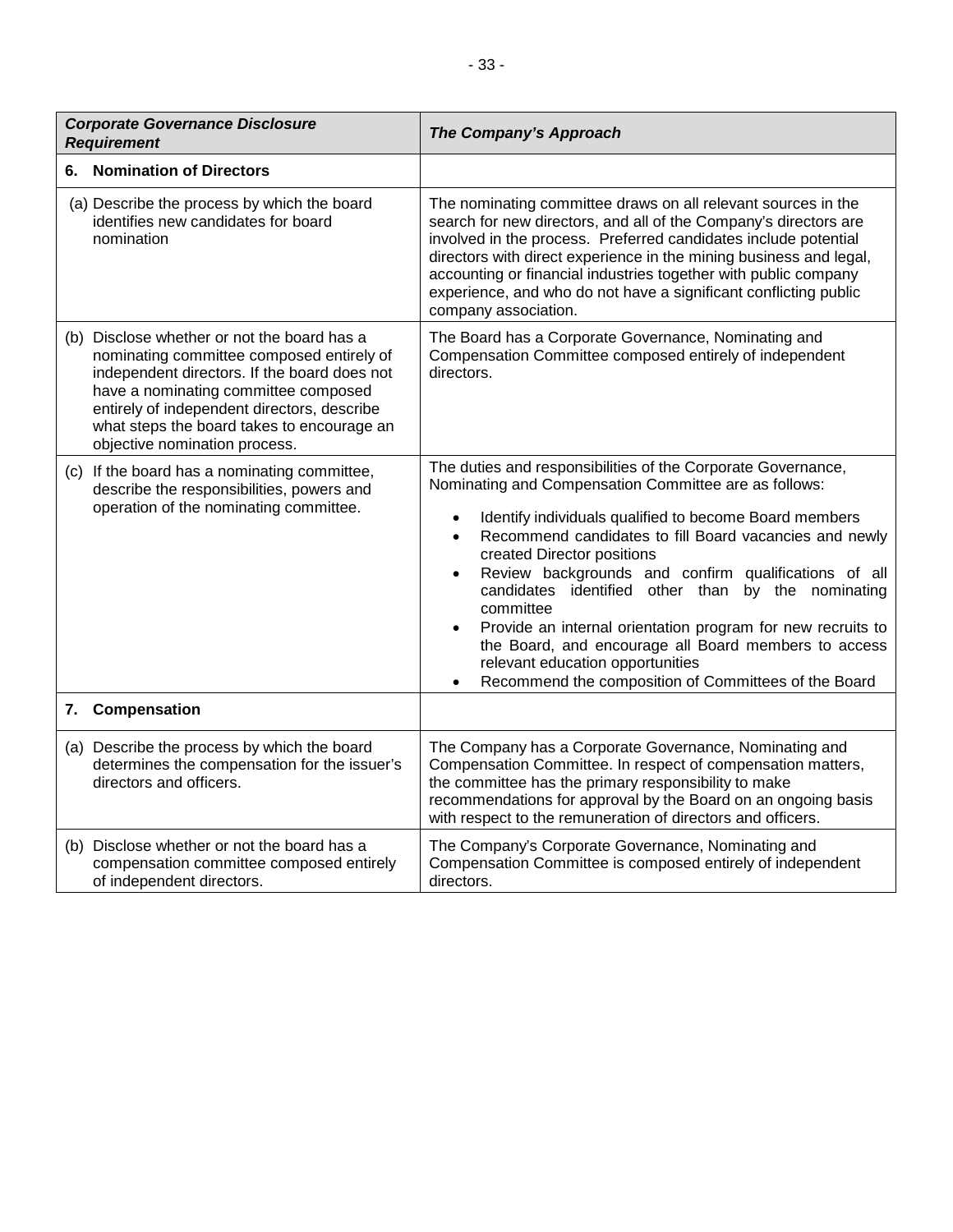| ***Corporate Governance Disclosure Requirement*** | ***The Company's Approach*** |
|---|---|
| **6. Nomination of Directors** | |
| (a) Describe the process by which the board identifies new candidates for board nomination | The nominating committee draws on all relevant sources in the search for new directors, and all of the Company's directors are involved in the process. Preferred candidates include potential directors with direct experience in the mining business and legal, accounting or financial industries together with public company experience, and who do not have a significant conflicting public company association. |
| (b) Disclose whether or not the board has a nominating committee composed entirely of independent directors. If the board does not have a nominating committee composed entirely of independent directors, describe what steps the board takes to encourage an objective nomination process. | The Board has a Corporate Governance, Nominating and Compensation Committee composed entirely of independent directors. |
| (c) If the board has a nominating committee, describe the responsibilities, powers and operation of the nominating committee. | The duties and responsibilities of the Corporate Governance, Nominating and Compensation Committee are as follows:<br>• Identify individuals qualified to become Board members<br>• Recommend candidates to fill Board vacancies and newly created Director positions<br>• Review backgrounds and confirm qualifications of all candidates identified other than by the nominating committee<br>• Provide an internal orientation program for new recruits to the Board, and encourage all Board members to access relevant education opportunities<br>• Recommend the composition of Committees of the Board |
| **7. Compensation** | |
| (a) Describe the process by which the board determines the compensation for the issuer's directors and officers. | The Company has a Corporate Governance, Nominating and Compensation Committee. In respect of compensation matters, the committee has the primary responsibility to make recommendations for approval by the Board on an ongoing basis with respect to the remuneration of directors and officers. |
| (b) Disclose whether or not the board has a compensation committee composed entirely of independent directors. | The Company's Corporate Governance, Nominating and Compensation Committee is composed entirely of independent directors. |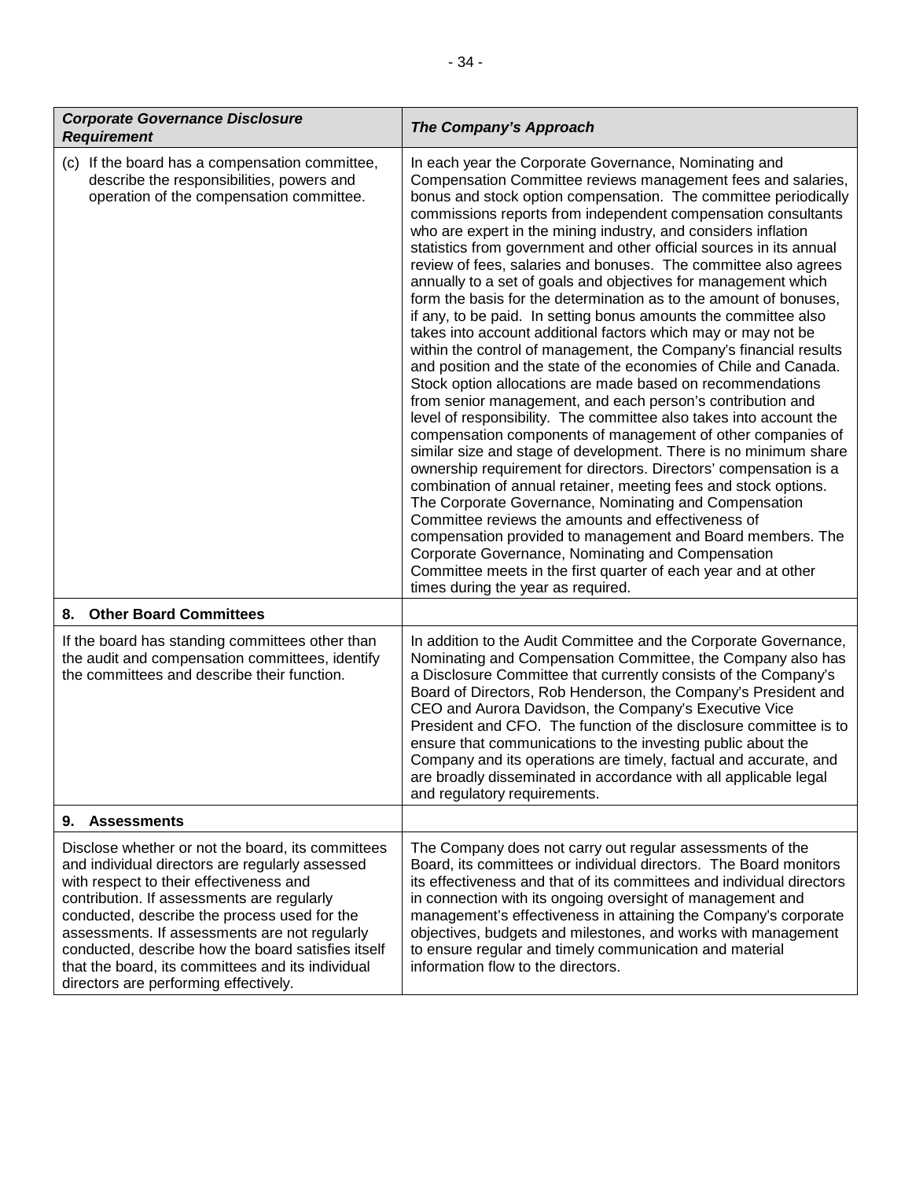| *Corporate Governance Disclosure Requirement* | *The Company's Approach* |
|---|---|
| (c) If the board has a compensation committee, describe the responsibilities, powers and operation of the compensation committee. | In each year the Corporate Governance, Nominating and Compensation Committee reviews management fees and salaries, bonus and stock option compensation. The committee periodically commissions reports from independent compensation consultants who are expert in the mining industry, and considers inflation statistics from government and other official sources in its annual review of fees, salaries and bonuses. The committee also agrees annually to a set of goals and objectives for management which form the basis for the determination as to the amount of bonuses, if any, to be paid. In setting bonus amounts the committee also takes into account additional factors which may or may not be within the control of management, the Company's financial results and position and the state of the economies of Chile and Canada. Stock option allocations are made based on recommendations from senior management, and each person's contribution and level of responsibility. The committee also takes into account the compensation components of management of other companies of similar size and stage of development. There is no minimum share ownership requirement for directors. Directors' compensation is a combination of annual retainer, meeting fees and stock options. The Corporate Governance, Nominating and Compensation Committee reviews the amounts and effectiveness of compensation provided to management and Board members. The Corporate Governance, Nominating and Compensation Committee meets in the first quarter of each year and at other times during the year as required. |
| **8. Other Board Committees** | |
| If the board has standing committees other than the audit and compensation committees, identify the committees and describe their function. | In addition to the Audit Committee and the Corporate Governance, Nominating and Compensation Committee, the Company also has a Disclosure Committee that currently consists of the Company's Board of Directors, Rob Henderson, the Company's President and CEO and Aurora Davidson, the Company's Executive Vice President and CFO. The function of the disclosure committee is to ensure that communications to the investing public about the Company and its operations are timely, factual and accurate, and are broadly disseminated in accordance with all applicable legal and regulatory requirements. |
| **9. Assessments** | |
| Disclose whether or not the board, its committees and individual directors are regularly assessed with respect to their effectiveness and contribution. If assessments are regularly conducted, describe the process used for the assessments. If assessments are not regularly conducted, describe how the board satisfies itself that the board, its committees and its individual directors are performing effectively. | The Company does not carry out regular assessments of the Board, its committees or individual directors. The Board monitors its effectiveness and that of its committees and individual directors in connection with its ongoing oversight of management and management's effectiveness in attaining the Company's corporate objectives, budgets and milestones, and works with management to ensure regular and timely communication and material information flow to the directors. |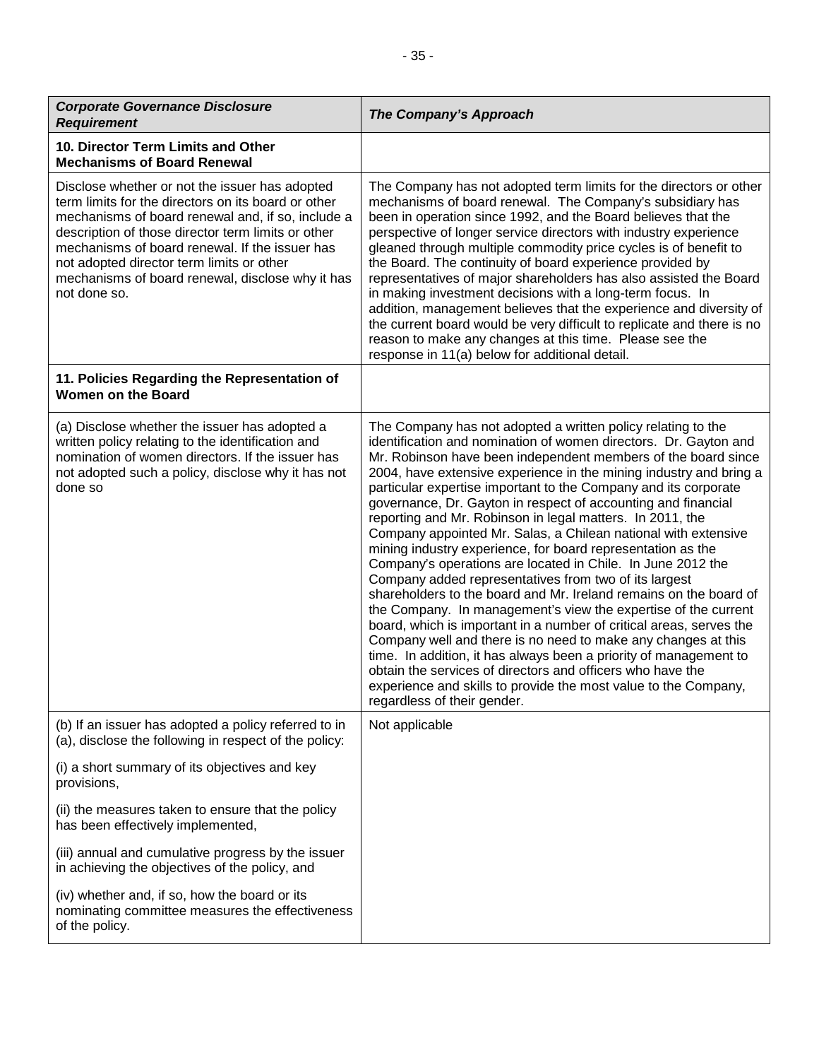| ***Corporate Governance Disclosure Requirement*** | ***The Company's Approach*** |
|---|---|
| **10. Director Term Limits and Other Mechanisms of Board Renewal** | |
| Disclose whether or not the issuer has adopted term limits for the directors on its board or other mechanisms of board renewal and, if so, include a description of those director term limits or other mechanisms of board renewal. If the issuer has not adopted director term limits or other mechanisms of board renewal, disclose why it has not done so. | The Company has not adopted term limits for the directors or other mechanisms of board renewal. The Company's subsidiary has been in operation since 1992, and the Board believes that the perspective of longer service directors with industry experience gleaned through multiple commodity price cycles is of benefit to the Board. The continuity of board experience provided by representatives of major shareholders has also assisted the Board in making investment decisions with a long-term focus. In addition, management believes that the experience and diversity of the current board would be very difficult to replicate and there is no reason to make any changes at this time. Please see the response in 11(a) below for additional detail. |
| **11. Policies Regarding the Representation of Women on the Board** | |
| (a) Disclose whether the issuer has adopted a written policy relating to the identification and nomination of women directors. If the issuer has not adopted such a policy, disclose why it has not done so | The Company has not adopted a written policy relating to the identification and nomination of women directors. Dr. Gayton and Mr. Robinson have been independent members of the board since 2004, have extensive experience in the mining industry and bring a particular expertise important to the Company and its corporate governance, Dr. Gayton in respect of accounting and financial reporting and Mr. Robinson in legal matters. In 2011, the Company appointed Mr. Salas, a Chilean national with extensive mining industry experience, for board representation as the Company's operations are located in Chile. In June 2012 the Company added representatives from two of its largest shareholders to the board and Mr. Ireland remains on the board of the Company. In management's view the expertise of the current board, which is important in a number of critical areas, serves the Company well and there is no need to make any changes at this time. In addition, it has always been a priority of management to obtain the services of directors and officers who have the experience and skills to provide the most value to the Company, regardless of their gender. |
| (b) If an issuer has adopted a policy referred to in (a), disclose the following in respect of the policy:<br><br>(i) a short summary of its objectives and key provisions,<br><br>(ii) the measures taken to ensure that the policy has been effectively implemented,<br><br>(iii) annual and cumulative progress by the issuer in achieving the objectives of the policy, and<br><br>(iv) whether and, if so, how the board or its nominating committee measures the effectiveness of the policy. | Not applicable |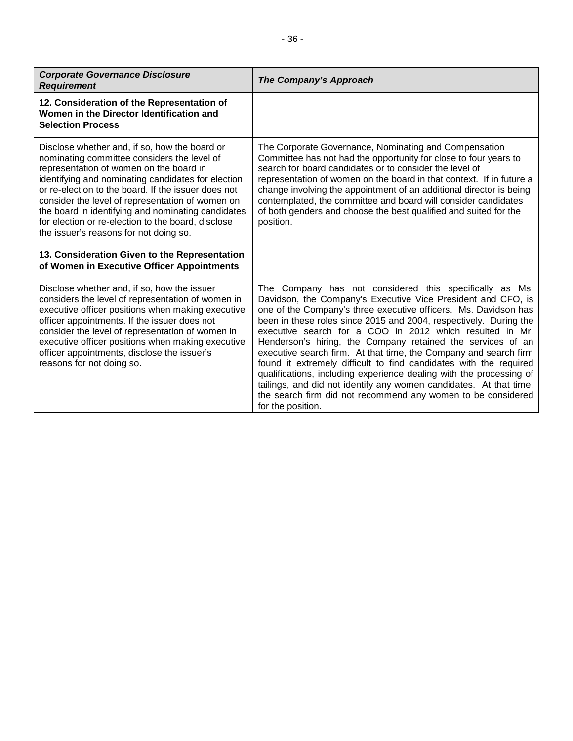| *Corporate Governance Disclosure Requirement* | *The Company's Approach* |
|---|---|
| **12. Consideration of the Representation of Women in the Director Identification and Selection Process** | |
| Disclose whether and, if so, how the board or nominating committee considers the level of representation of women on the board in identifying and nominating candidates for election or re-election to the board. If the issuer does not consider the level of representation of women on the board in identifying and nominating candidates for election or re-election to the board, disclose the issuer's reasons for not doing so. | The Corporate Governance, Nominating and Compensation Committee has not had the opportunity for close to four years to search for board candidates or to consider the level of representation of women on the board in that context. If in future a change involving the appointment of an additional director is being contemplated, the committee and board will consider candidates of both genders and choose the best qualified and suited for the position. |
| **13. Consideration Given to the Representation of Women in Executive Officer Appointments** | |
| Disclose whether and, if so, how the issuer considers the level of representation of women in executive officer positions when making executive officer appointments. If the issuer does not consider the level of representation of women in executive officer positions when making executive officer appointments, disclose the issuer's reasons for not doing so. | The Company has not considered this specifically as Ms. Davidson, the Company's Executive Vice President and CFO, is one of the Company's three executive officers. Ms. Davidson has been in these roles since 2015 and 2004, respectively. During the executive search for a COO in 2012 which resulted in Mr. Henderson's hiring, the Company retained the services of an executive search firm. At that time, the Company and search firm found it extremely difficult to find candidates with the required qualifications, including experience dealing with the processing of tailings, and did not identify any women candidates. At that time, the search firm did not recommend any women to be considered for the position. |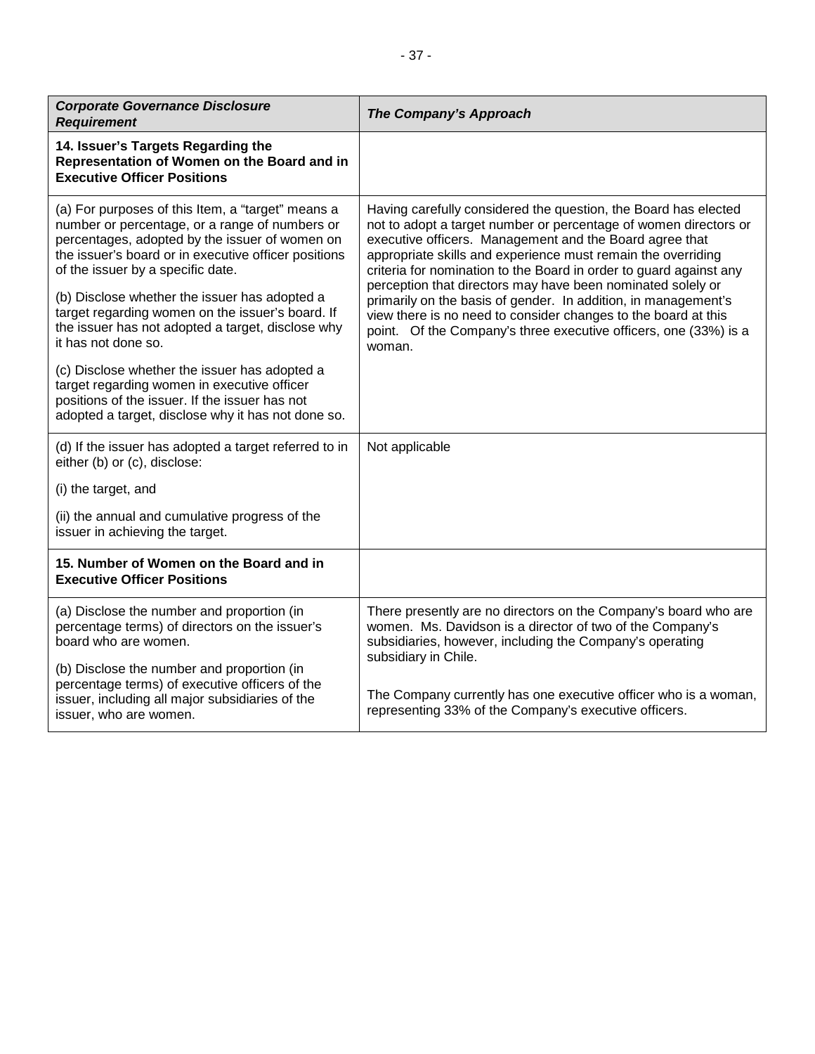| *Corporate Governance Disclosure Requirement* | *The Company's Approach* |
|---|---|
| **14. Issuer's Targets Regarding the Representation of Women on the Board and in Executive Officer Positions** | |
| (a) For purposes of this Item, a "target" means a number or percentage, or a range of numbers or percentages, adopted by the issuer of women on the issuer's board or in executive officer positions of the issuer by a specific date.<br><br>(b) Disclose whether the issuer has adopted a target regarding women on the issuer's board. If the issuer has not adopted a target, disclose why it has not done so.<br><br>(c) Disclose whether the issuer has adopted a target regarding women in executive officer positions of the issuer. If the issuer has not adopted a target, disclose why it has not done so. | Having carefully considered the question, the Board has elected not to adopt a target number or percentage of women directors or executive officers. Management and the Board agree that appropriate skills and experience must remain the overriding criteria for nomination to the Board in order to guard against any perception that directors may have been nominated solely or primarily on the basis of gender. In addition, in management's view there is no need to consider changes to the board at this point. Of the Company's three executive officers, one (33%) is a woman. |
| (d) If the issuer has adopted a target referred to in either (b) or (c), disclose:<br><br>(i) the target, and<br><br>(ii) the annual and cumulative progress of the issuer in achieving the target. | Not applicable |
| **15. Number of Women on the Board and in Executive Officer Positions** | |
| (a) Disclose the number and proportion (in percentage terms) of directors on the issuer's board who are women.<br><br>(b) Disclose the number and proportion (in percentage terms) of executive officers of the issuer, including all major subsidiaries of the issuer, who are women. | There presently are no directors on the Company's board who are women. Ms. Davidson is a director of two of the Company's subsidiaries, however, including the Company's operating subsidiary in Chile.<br><br>The Company currently has one executive officer who is a woman, representing 33% of the Company's executive officers. |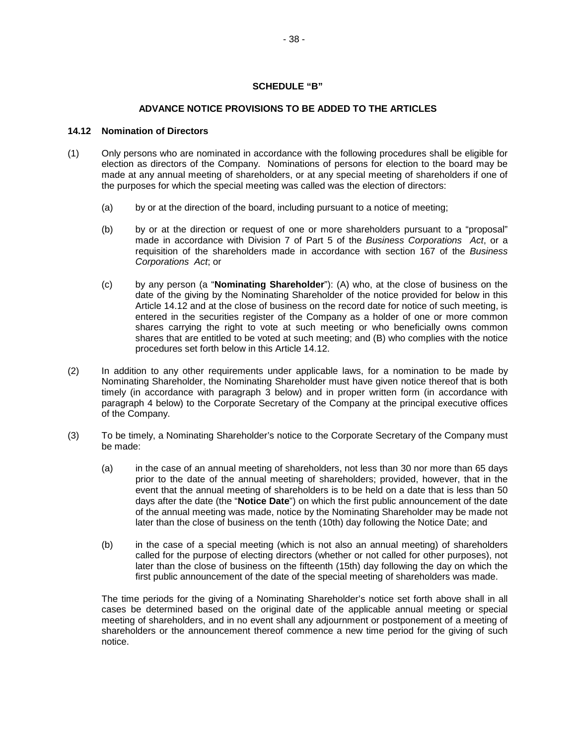**SCHEDULE "B"**

**ADVANCE NOTICE PROVISIONS TO BE ADDED TO THE ARTICLES**

### 14.12 Nomination of Directors

(1) Only persons who are nominated in accordance with the following procedures shall be eligible for election as directors of the Company. Nominations of persons for election to the board may be made at any annual meeting of shareholders, or at any special meeting of shareholders if one of the purposes for which the special meeting was called was the election of directors:

   (a) by or at the direction of the board, including pursuant to a notice of meeting;

   (b) by or at the direction or request of one or more shareholders pursuant to a "proposal" made in accordance with Division 7 of Part 5 of the *Business Corporations Act*, or a requisition of the shareholders made in accordance with section 167 of the *Business Corporations Act*; or

   (c) by any person (a "**Nominating Shareholder**"): (A) who, at the close of business on the date of the giving by the Nominating Shareholder of the notice provided for below in this Article 14.12 and at the close of business on the record date for notice of such meeting, is entered in the securities register of the Company as a holder of one or more common shares carrying the right to vote at such meeting or who beneficially owns common shares that are entitled to be voted at such meeting; and (B) who complies with the notice procedures set forth below in this Article 14.12.

(2) In addition to any other requirements under applicable laws, for a nomination to be made by Nominating Shareholder, the Nominating Shareholder must have given notice thereof that is both timely (in accordance with paragraph 3 below) and in proper written form (in accordance with paragraph 4 below) to the Corporate Secretary of the Company at the principal executive offices of the Company.

(3) To be timely, a Nominating Shareholder's notice to the Corporate Secretary of the Company must be made:

   (a) in the case of an annual meeting of shareholders, not less than 30 nor more than 65 days prior to the date of the annual meeting of shareholders; provided, however, that in the event that the annual meeting of shareholders is to be held on a date that is less than 50 days after the date (the "**Notice Date**") on which the first public announcement of the date of the annual meeting was made, notice by the Nominating Shareholder may be made not later than the close of business on the tenth (10th) day following the Notice Date; and

   (b) in the case of a special meeting (which is not also an annual meeting) of shareholders called for the purpose of electing directors (whether or not called for other purposes), not later than the close of business on the fifteenth (15th) day following the day on which the first public announcement of the date of the special meeting of shareholders was made.

   The time periods for the giving of a Nominating Shareholder's notice set forth above shall in all cases be determined based on the original date of the applicable annual meeting or special meeting of shareholders, and in no event shall any adjournment or postponement of a meeting of shareholders or the announcement thereof commence a new time period for the giving of such notice.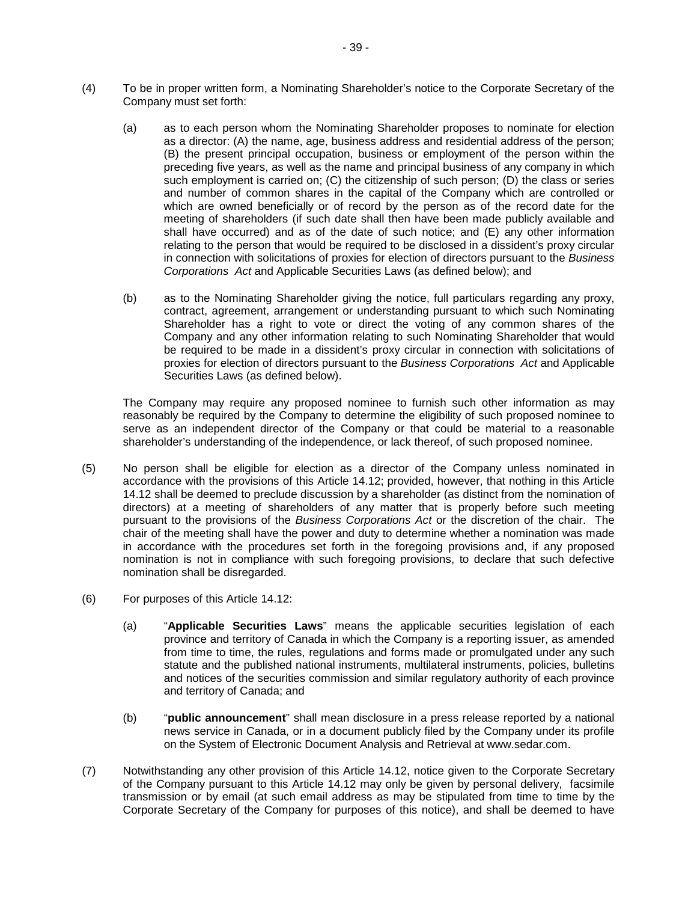(4) To be in proper written form, a Nominating Shareholder's notice to the Corporate Secretary of the Company must set forth:

(a) as to each person whom the Nominating Shareholder proposes to nominate for election as a director: (A) the name, age, business address and residential address of the person; (B) the present principal occupation, business or employment of the person within the preceding five years, as well as the name and principal business of any company in which such employment is carried on; (C) the citizenship of such person; (D) the class or series and number of common shares in the capital of the Company which are controlled or which are owned beneficially or of record by the person as of the record date for the meeting of shareholders (if such date shall then have been made publicly available and shall have occurred) and as of the date of such notice; and (E) any other information relating to the person that would be required to be disclosed in a dissident's proxy circular in connection with solicitations of proxies for election of directors pursuant to the *Business Corporations Act* and Applicable Securities Laws (as defined below); and

(b) as to the Nominating Shareholder giving the notice, full particulars regarding any proxy, contract, agreement, arrangement or understanding pursuant to which such Nominating Shareholder has a right to vote or direct the voting of any common shares of the Company and any other information relating to such Nominating Shareholder that would be required to be made in a dissident's proxy circular in connection with solicitations of proxies for election of directors pursuant to the *Business Corporations Act* and Applicable Securities Laws (as defined below).

The Company may require any proposed nominee to furnish such other information as may reasonably be required by the Company to determine the eligibility of such proposed nominee to serve as an independent director of the Company or that could be material to a reasonable shareholder's understanding of the independence, or lack thereof, of such proposed nominee.

(5) No person shall be eligible for election as a director of the Company unless nominated in accordance with the provisions of this Article 14.12; provided, however, that nothing in this Article 14.12 shall be deemed to preclude discussion by a shareholder (as distinct from the nomination of directors) at a meeting of shareholders of any matter that is properly before such meeting pursuant to the provisions of the *Business Corporations Act* or the discretion of the chair. The chair of the meeting shall have the power and duty to determine whether a nomination was made in accordance with the procedures set forth in the foregoing provisions and, if any proposed nomination is not in compliance with such foregoing provisions, to declare that such defective nomination shall be disregarded.

(6) For purposes of this Article 14.12:

(a) "**Applicable Securities Laws**" means the applicable securities legislation of each province and territory of Canada in which the Company is a reporting issuer, as amended from time to time, the rules, regulations and forms made or promulgated under any such statute and the published national instruments, multilateral instruments, policies, bulletins and notices of the securities commission and similar regulatory authority of each province and territory of Canada; and

(b) "**public announcement**" shall mean disclosure in a press release reported by a national news service in Canada, or in a document publicly filed by the Company under its profile on the System of Electronic Document Analysis and Retrieval at www.sedar.com.

(7) Notwithstanding any other provision of this Article 14.12, notice given to the Corporate Secretary of the Company pursuant to this Article 14.12 may only be given by personal delivery, facsimile transmission or by email (at such email address as may be stipulated from time to time by the Corporate Secretary of the Company for purposes of this notice), and shall be deemed to have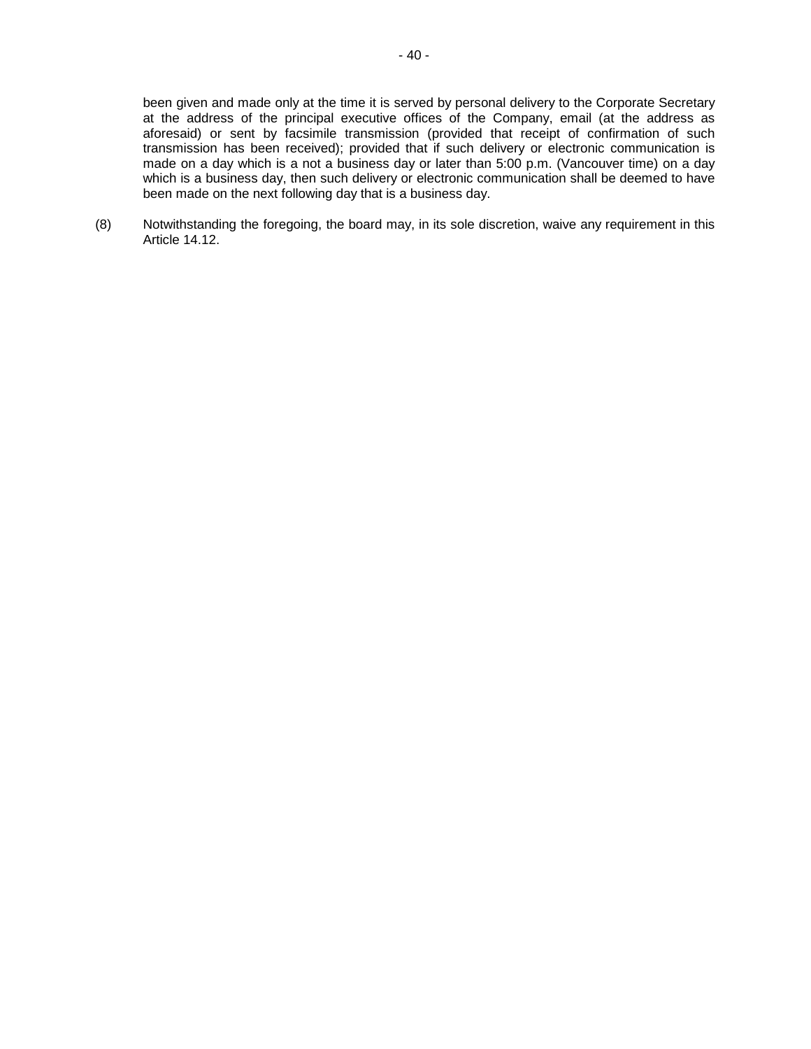been given and made only at the time it is served by personal delivery to the Corporate Secretary at the address of the principal executive offices of the Company, email (at the address as aforesaid) or sent by facsimile transmission (provided that receipt of confirmation of such transmission has been received); provided that if such delivery or electronic communication is made on a day which is a not a business day or later than 5:00 p.m. (Vancouver time) on a day which is a business day, then such delivery or electronic communication shall be deemed to have been made on the next following day that is a business day.

(8) Notwithstanding the foregoing, the board may, in its sole discretion, waive any requirement in this Article 14.12.